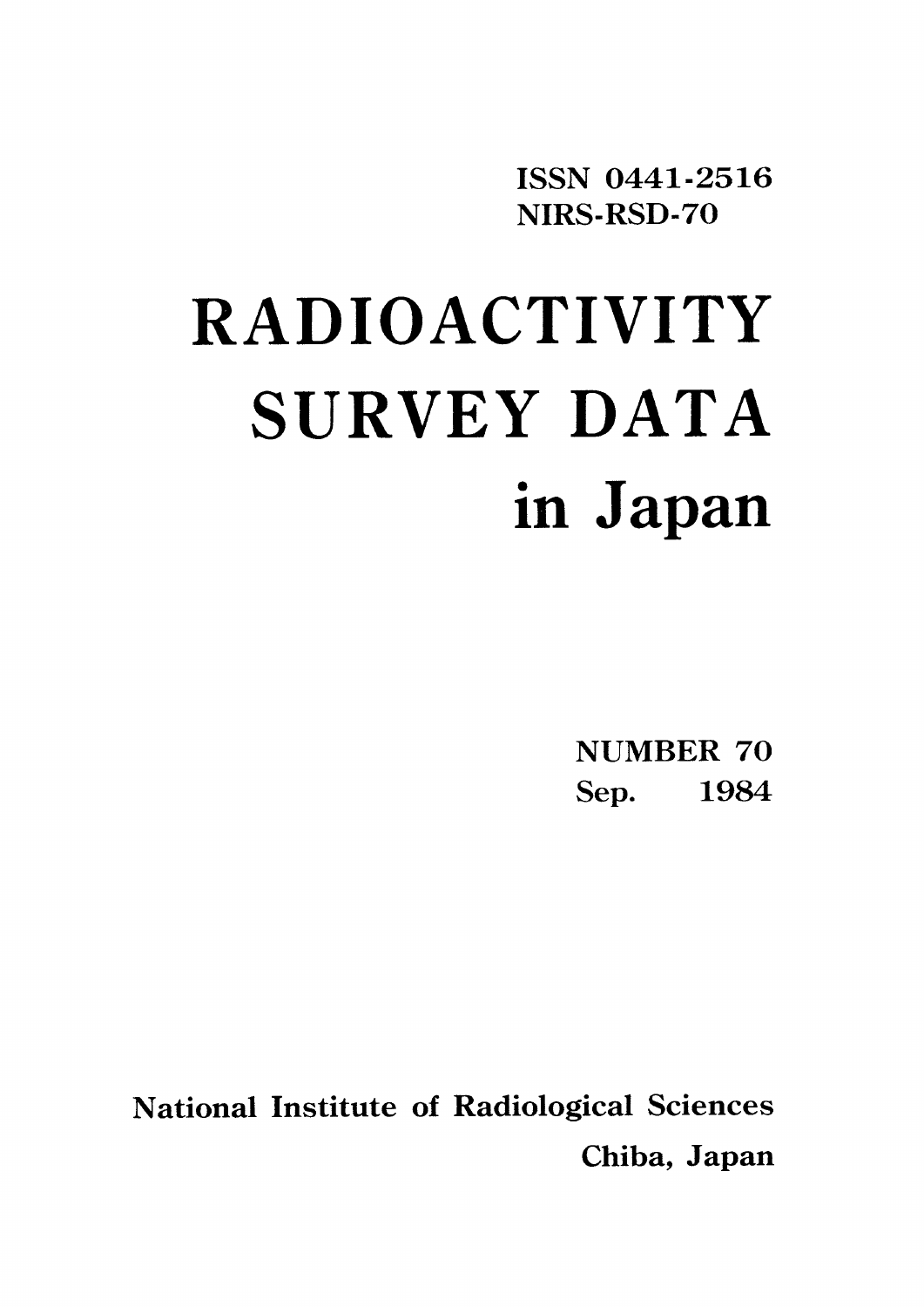ISSN 0441-2516
NIRS-RSD-70

# RADIOACTIVITY SURVEY DATA in Japan

NUMBER 70
Sep. 1984

National Institute of Radiological Sciences
Chiba, Japan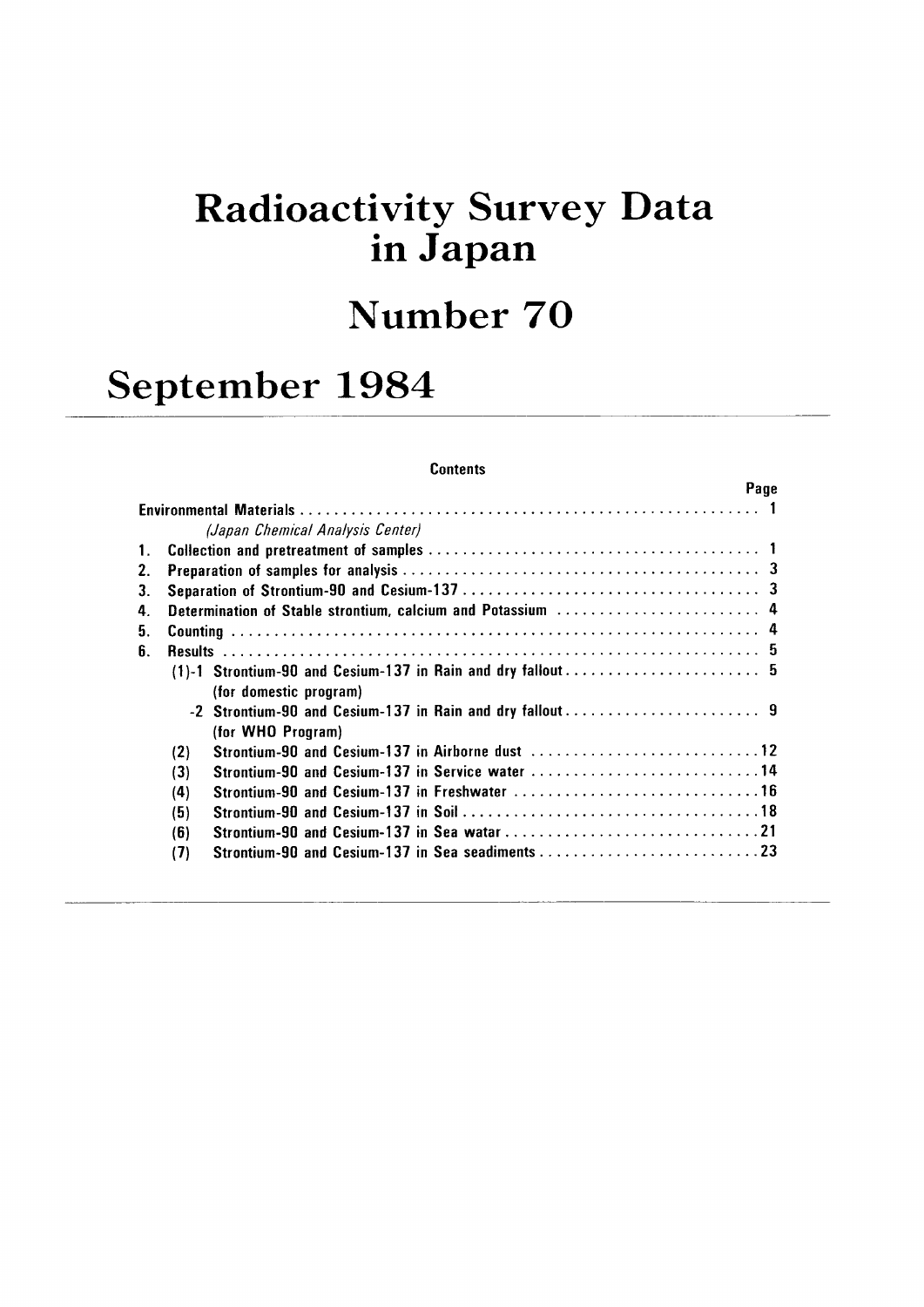# Radioactivity Survey Data in Japan

# Number 70

# September 1984

**Contents**

| | Page |
|---|---|
| Environmental Materials | 1 |
| *(Japan Chemical Analysis Center)* | |
| 1. Collection and pretreatment of samples | 1 |
| 2. Preparation of samples for analysis | 3 |
| 3. Separation of Strontium-90 and Cesium-137 | 3 |
| 4. Determination of Stable strontium, calcium and Potassium | 4 |
| 5. Counting | 4 |
| 6. Results | 5 |
| (1)-1 Strontium-90 and Cesium-137 in Rain and dry fallout (for domestic program) | 5 |
| -2 Strontium-90 and Cesium-137 in Rain and dry fallout (for WHO Program) | 9 |
| (2) Strontium-90 and Cesium-137 in Airborne dust | 12 |
| (3) Strontium-90 and Cesium-137 in Service water | 14 |
| (4) Strontium-90 and Cesium-137 in Freshwater | 16 |
| (5) Strontium-90 and Cesium-137 in Soil | 18 |
| (6) Strontium-90 and Cesium-137 in Sea watar | 21 |
| (7) Strontium-90 and Cesium-137 in Sea seadiments | 23 |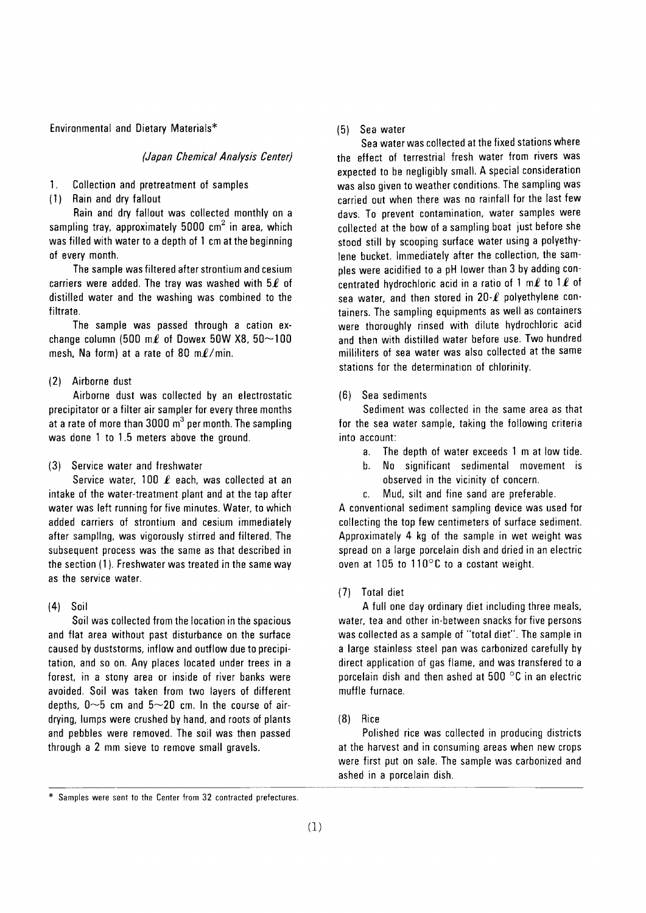Environmental and Dietary Materials*

*(Japan Chemical Analysis Center)*

1. Collection and pretreatment of samples

(1) Rain and dry fallout

Rain and dry fallout was collected monthly on a sampling tray, approximately 5000 $cm^2$ in area, which was filled with water to a depth of 1 cm at the beginning of every month.

The sample was filtered after strontium and cesium carriers were added. The tray was washed with 5$\ell$ of distilled water and the washing was combined to the filtrate.

The sample was passed through a cation exchange column (500 m$\ell$ of Dowex 50W X8, 50~100 mesh, Na form) at a rate of 80 m$\ell$/min.

(2) Airborne dust

Airborne dust was collected by an electrostatic precipitator or a filter air sampler for every three months at a rate of more than 3000 $m^3$ per month. The sampling was done 1 to 1.5 meters above the ground.

(3) Service water and freshwater

Service water, 100 $\ell$ each, was collected at an intake of the water-treatment plant and at the tap after water was left running for five minutes. Water, to which added carriers of strontium and cesium immediately after samplIng, was vigorously stirred and filtered. The subsequent process was the same as that described in the section (1). Freshwater was treated in the same way as the service water.

(4) Soil

Soil was collected from the location in the spacious and flat area without past disturbance on the surface caused by duststorms, inflow and outflow due to precipitation, and so on. Any places located under trees in a forest, in a stony area or inside of river banks were avoided. Soil was taken from two layers of different depths, 0~5 cm and 5~20 cm. In the course of air-drying, lumps were crushed by hand, and roots of plants and pebbles were removed. The soil was then passed through a 2 mm sieve to remove small gravels.

(5) Sea water

Sea water was collected at the fixed stations where the effect of terrestrial fresh water from rivers was expected to be negligibly small. A special consideration was also given to weather conditions. The sampling was carried out when there was no rainfall for the last few days. To prevent contamination, water samples were collected at the bow of a sampling boat just before she stood still by scooping surface water using a polyethylene bucket. Immediately after the collection, the samples were acidified to a pH lower than 3 by adding concentrated hydrochloric acid in a ratio of 1 m$\ell$ to 1$\ell$ of sea water, and then stored in 20-$\ell$ polyethylene containers. The sampling equipments as well as containers were thoroughly rinsed with dilute hydrochloric acid and then with distilled water before use. Two hundred milliliters of sea water was also collected at the same stations for the determination of chlorinity.

(6) Sea sediments

Sediment was collected in the same area as that for the sea water sample, taking the following criteria into account:

a. The depth of water exceeds 1 m at low tide.
b. No significant sedimental movement is observed in the vicinity of concern.
c. Mud, silt and fine sand are preferable.

A conventional sediment sampling device was used for collecting the top few centimeters of surface sediment. Approximately 4 kg of the sample in wet weight was spread on a large porcelain dish and dried in an electric oven at 105 to 110°C to a costant weight.

(7) Total diet

A full one day ordinary diet including three meals, water, tea and other in-between snacks for five persons was collected as a sample of "total diet". The sample in a large stainless steel pan was carbonized carefully by direct application of gas flame, and was transfered to a porcelain dish and then ashed at 500 °C in an electric muffle furnace.

(8) Rice

Polished rice was collected in producing districts at the harvest and in consuming areas when new crops were first put on sale. The sample was carbonized and ashed in a porcelain dish.

---

\* Samples were sent to the Center from 32 contracted prefectures.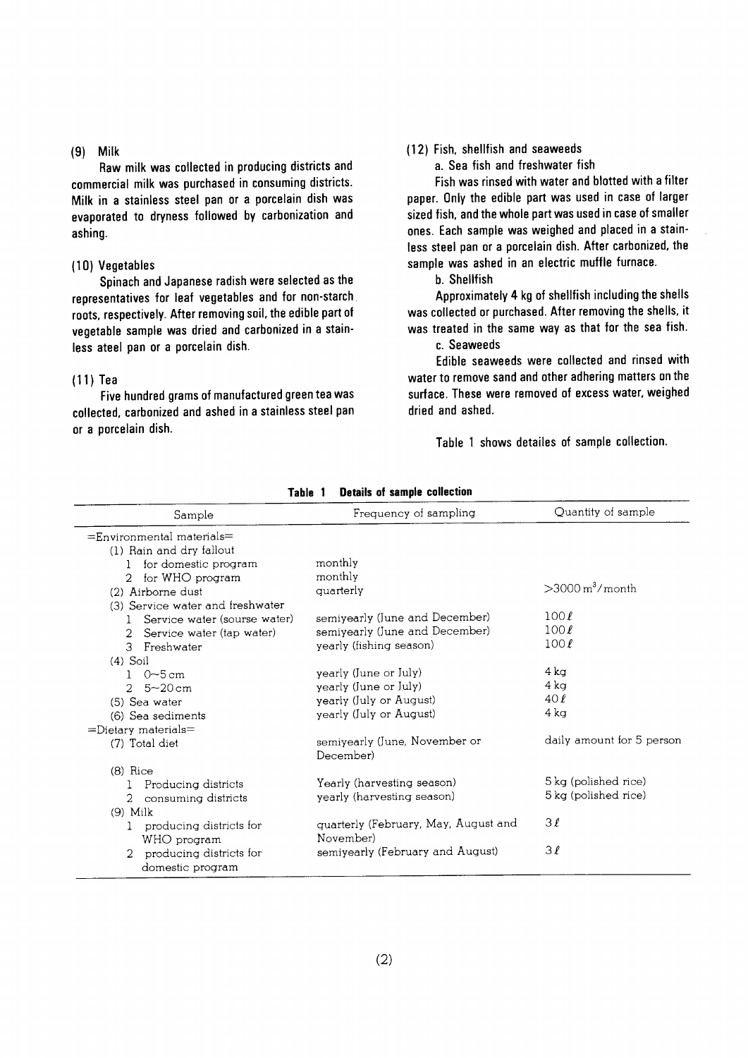### (9) Milk

Raw milk was collected in producing districts and commercial milk was purchased in consuming districts. Milk in a stainless steel pan or a porcelain dish was evaporated to dryness followed by carbonization and ashing.

### (10) Vegetables

Spinach and Japanese radish were selected as the representatives for leaf vegetables and for non-starch roots, respectively. After removing soil, the edible part of vegetable sample was dried and carbonized in a stainless ateel pan or a porcelain dish.

### (11) Tea

Five hundred grams of manufactured green tea was collected, carbonized and ashed in a stainless steel pan or a porcelain dish.

### (12) Fish, shellfish and seaweeds

a. Sea fish and freshwater fish

Fish was rinsed with water and blotted with a filter paper. Only the edible part was used in case of larger sized fish, and the whole part was used in case of smaller ones. Each sample was weighed and placed in a stainless steel pan or a porcelain dish. After carbonized, the sample was ashed in an electric muffle furnace.

b. Shellfish

Approximately 4 kg of shellfish including the shells was collected or purchased. After removing the shells, it was treated in the same way as that for the sea fish.

c. Seaweeds

Edible seaweeds were collected and rinsed with water to remove sand and other adhering matters on the surface. These were removed of excess water, weighed dried and ashed.

Table 1 shows detailes of sample collection.

**Table 1 Details of sample collection**

| Sample | Frequency of sampling | Quantity of sample |
|---|---|---|
| =Environmental materials= | | |
| (1) Rain and dry fallout | | |
| 1 for domestic program | monthly | |
| 2 for WHO program | monthly | |
| (2) Airborne dust | quarterly | >3000 m$^3$/month |
| (3) Service water and freshwater | | |
| 1 Service water (sourse water) | semiyearly (June and December) | 100 ℓ |
| 2 Service water (tap water) | semiyearly (June and December) | 100 ℓ |
| 3 Freshwater | yearly (fishing season) | 100 ℓ |
| (4) Soil | | |
| 1 0~5 cm | yearly (June or July) | 4 kg |
| 2 5~20 cm | yearly (June or July) | 4 kg |
| (5) Sea water | yearly (July or August) | 40 ℓ |
| (6) Sea sediments | yearly (July or August) | 4 kg |
| =Dietary materials= | | |
| (7) Total diet | semiyearly (June, November or December) | daily amount for 5 person |
| (8) Rice | | |
| 1 Producing districts | Yearly (harvesting season) | 5 kg (polished rice) |
| 2 consuming districts | yearly (harvesting season) | 5 kg (polished rice) |
| (9) Milk | | |
| 1 producing districts for WHO program | quarterly (February, May, August and November) | 3 ℓ |
| 2 producing districts for domestic program | semiyearly (February and August) | 3 ℓ |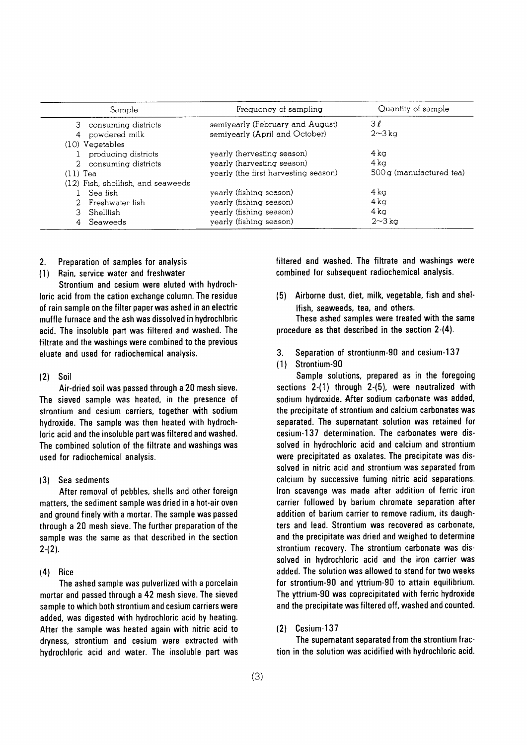| Sample | Frequency of sampling | Quantity of sample |
|---|---|---|
| 3 consuming districts | semiyearly (February and August) | 3 ℓ |
| 4 powdered milk | semiyearly (April and October) | 2∼3 kg |
| (10) Vegetables | | |
| 1 producing districts | yearly (hervesting season) | 4 kg |
| 2 consuming districts | yearly (harvesting season) | 4 kg |
| (11) Tea | yearly (the first harvesting season) | 500 g (manufactured tea) |
| (12) Fish, shellfish, and seaweeds | | |
| 1 Sea fish | yearly (fishing season) | 4 kg |
| 2 Freshwater fish | yearly (fishing season) | 4 kg |
| 3 Shellfish | yearly (fishing season) | 4 kg |
| 4 Seaweeds | yearly (fishing season) | 2∼3 kg |

## 2. Preparation of samples for analysis

### (1) Rain, service water and freshwater

Strontium and cesium were eluted with hydrochloric acid from the cation exchange column. The residue of rain sample on the filter paper was ashed in an electric muffle furnace and the ash was dissolved in hydrochlbric acid. The insoluble part was filtered and washed. The filtrate and the washings were combined to the previous eluate and used for radiochemical analysis.

### (2) Soil

Air-dried soil was passed through a 20 mesh sieve. The sieved sample was heated, in the presence of strontium and cesium carriers, together with sodium hydroxide. The sample was then heated with hydrochloric acid and the insoluble part was filtered and washed. The combined solution of the filtrate and washings was used for radiochemical analysis.

### (3) Sea sediments

After removal of pebbles, shells and other foreign matters, the sediment sample was dried in a hot-air oven and ground finely with a mortar. The sample was passed through a 20 mesh sieve. The further preparation of the sample was the same as that described in the section 2-(2).

### (4) Rice

The ashed sample was pulverlized with a porcelain mortar and passed through a 42 mesh sieve. The sieved sample to which both strontium and cesium carriers were added, was digested with hydrochloric acid by heating. After the sample was heated again with nitric acid to dryness, strontium and cesium were extracted with hydrochloric acid and water. The insoluble part was filtered and washed. The filtrate and washings were combined for subsequent radiochemical analysis.

### (5) Airborne dust, diet, milk, vegetable, fish and shellfish, seaweeds, tea, and others.

These ashed samples were treated with the same procedure as that described in the section 2-(4).

## 3. Separation of strontiunm-90 and cesium-137

### (1) Strontium-90

Sample solutions, prepared as in the foregoing sections 2-(1) through 2-(5), were neutralized with sodium hydroxide. After sodium carbonate was added, the precipitate of strontium and calcium carbonates was separated. The supernatant solution was retained for cesium-137 determination. The carbonates were dissolved in hydrochloric acid and calcium and strontium were precipitated as oxalates. The precipitate was dissolved in nitric acid and strontium was separated from calcium by successive fuming nitric acid separations. Iron scavenge was made after addition of ferric iron carrier followed by barium chromate separation after addition of barium carrier to remove radium, its daughters and lead. Strontium was recovered as carbonate, and the precipitate was dried and weighed to determine strontium recovery. The strontium carbonate was dissolved in hydrochloric acid and the iron carrier was added. The solution was allowed to stand for two weeks for strontium-90 and yttrium-90 to attain equilibrium. The yttrium-90 was coprecipitated with ferric hydroxide and the precipitate was filtered off, washed and counted.

### (2) Cesium-137

The supernatant separated from the strontium fraction in the solution was acidified with hydrochloric acid.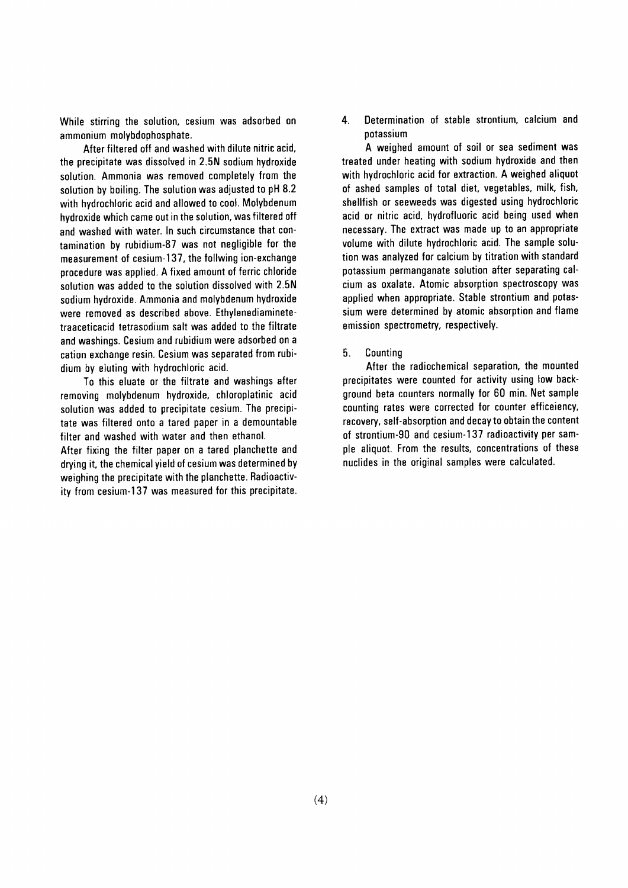While stirring the solution, cesium was adsorbed on ammonium molybdophosphate.

After filtered off and washed with dilute nitric acid, the precipitate was dissolved in 2.5N sodium hydroxide solution. Ammonia was removed completely from the solution by boiling. The solution was adjusted to pH 8.2 with hydrochloric acid and allowed to cool. Molybdenum hydroxide which came out in the solution, was filtered off and washed with water. In such circumstance that contamination by rubidium-87 was not negligible for the measurement of cesium-137, the follwing ion-exchange procedure was applied. A fixed amount of ferric chloride solution was added to the solution dissolved with 2.5N sodium hydroxide. Ammonia and molybdenum hydroxide were removed as described above. Ethylenediaminetetraaceticacid tetrasodium salt was added to the filtrate and washings. Cesium and rubidium were adsorbed on a cation exchange resin. Cesium was separated from rubidium by eluting with hydrochloric acid.

To this eluate or the filtrate and washings after removing molybdenum hydroxide, chloroplatinic acid solution was added to precipitate cesium. The precipitate was filtered onto a tared paper in a demountable filter and washed with water and then ethanol.

After fixing the filter paper on a tared planchette and drying it, the chemical yield of cesium was determined by weighing the precipitate with the planchette. Radioactivity from cesium-137 was measured for this precipitate.

## 4. Determination of stable strontium, calcium and potassium

A weighed amount of soil or sea sediment was treated under heating with sodium hydroxide and then with hydrochloric acid for extraction. A weighed aliquot of ashed samples of total diet, vegetables, milk, fish, shellfish or seeweeds was digested using hydrochloric acid or nitric acid, hydrofluoric acid being used when necessary. The extract was made up to an appropriate volume with dilute hydrochloric acid. The sample solution was analyzed for calcium by titration with standard potassium permanganate solution after separating calcium as oxalate. Atomic absorption spectroscopy was applied when appropriate. Stable strontium and potassium were determined by atomic absorption and flame emission spectrometry, respectively.

## 5. Counting

After the radiochemical separation, the mounted precipitates were counted for activity using low background beta counters normally for 60 min. Net sample counting rates were corrected for counter efficeiency, recovery, self-absorption and decay to obtain the content of strontium-90 and cesium-137 radioactivity per sample aliquot. From the results, concentrations of these nuclides in the original samples were calculated.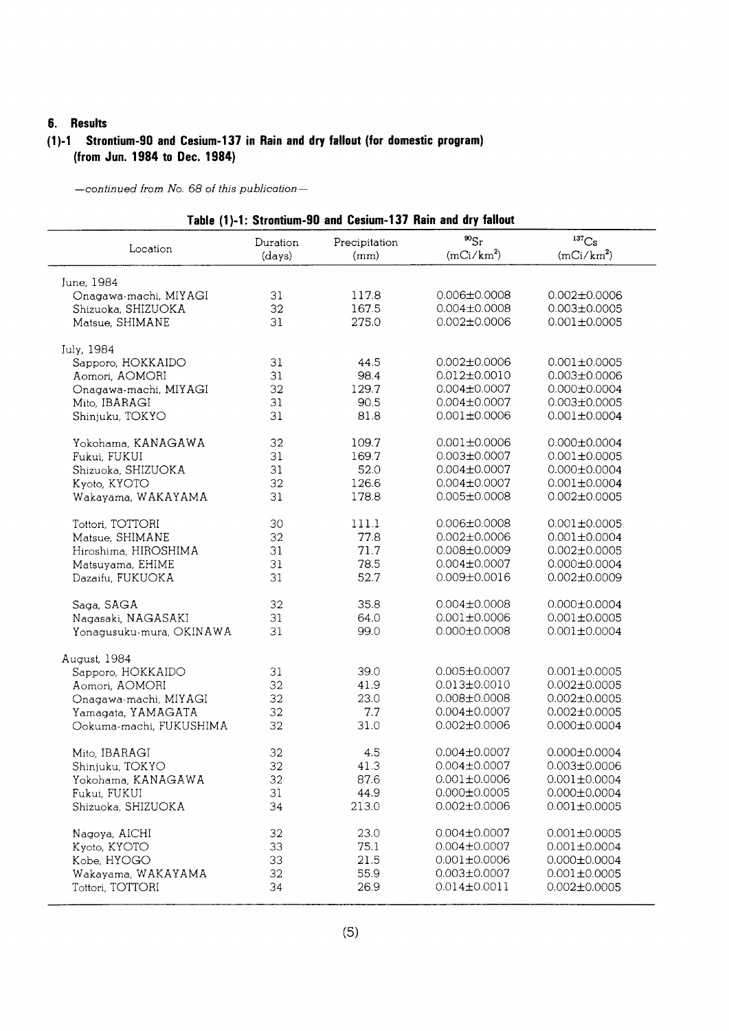## 6. Results

### (1)-1 Strontium-90 and Cesium-137 in Rain and dry fallout (for domestic program) (from Jun. 1984 to Dec. 1984)

*—continued from No. 68 of this publication—*

**Table (1)-1: Strontium-90 and Cesium-137 Rain and dry fallout**

| Location | Duration (days) | Precipitation (mm) | $^{90}$Sr (mCi/km$^2$) | $^{137}$Cs (mCi/km$^2$) |
|---|---|---|---|---|
| June, 1984 | | | | |
| Onagawa-machi, MIYAGI | 31 | 117.8 | 0.006±0.0008 | 0.002±0.0006 |
| Shizuoka, SHIZUOKA | 32 | 167.5 | 0.004±0.0008 | 0.003±0.0005 |
| Matsue, SHIMANE | 31 | 275.0 | 0.002±0.0006 | 0.001±0.0005 |
| July, 1984 | | | | |
| Sapporo, HOKKAIDO | 31 | 44.5 | 0.002±0.0006 | 0.001±0.0005 |
| Aomori, AOMORI | 31 | 98.4 | 0.012±0.0010 | 0.003±0.0006 |
| Onagawa-machi, MIYAGI | 32 | 129.7 | 0.004±0.0007 | 0.000±0.0004 |
| Mito, IBARAGI | 31 | 90.5 | 0.004±0.0007 | 0.003±0.0005 |
| Shinjuku, TOKYO | 31 | 81.8 | 0.001±0.0006 | 0.001±0.0004 |
| Yokohama, KANAGAWA | 32 | 109.7 | 0.001±0.0006 | 0.000±0.0004 |
| Fukui, FUKUI | 31 | 169.7 | 0.003±0.0007 | 0.001±0.0005 |
| Shizuoka, SHIZUOKA | 31 | 52.0 | 0.004±0.0007 | 0.000±0.0004 |
| Kyoto, KYOTO | 32 | 126.6 | 0.004±0.0007 | 0.001±0.0004 |
| Wakayama, WAKAYAMA | 31 | 178.8 | 0.005±0.0008 | 0.002±0.0005 |
| Tottori, TOTTORI | 30 | 111.1 | 0.006±0.0008 | 0.001±0.0005 |
| Matsue, SHIMANE | 32 | 77.8 | 0.002±0.0006 | 0.001±0.0004 |
| Hiroshima, HIROSHIMA | 31 | 71.7 | 0.008±0.0009 | 0.002±0.0005 |
| Matsuyama, EHIME | 31 | 78.5 | 0.004±0.0007 | 0.000±0.0004 |
| Dazaifu, FUKUOKA | 31 | 52.7 | 0.009±0.0016 | 0.002±0.0009 |
| Saga, SAGA | 32 | 35.8 | 0.004±0.0008 | 0.000±0.0004 |
| Nagasaki, NAGASAKI | 31 | 64.0 | 0.001±0.0006 | 0.001±0.0005 |
| Yonagusuku-mura, OKINAWA | 31 | 99.0 | 0.000±0.0008 | 0.001±0.0004 |
| August, 1984 | | | | |
| Sapporo, HOKKAIDO | 31 | 39.0 | 0.005±0.0007 | 0.001±0.0005 |
| Aomori, AOMORI | 32 | 41.9 | 0.013±0.0010 | 0.002±0.0005 |
| Onagawa-machi, MIYAGI | 32 | 23.0 | 0.008±0.0008 | 0.002±0.0005 |
| Yamagata, YAMAGATA | 32 | 7.7 | 0.004±0.0007 | 0.002±0.0005 |
| Ookuma-machi, FUKUSHIMA | 32 | 31.0 | 0.002±0.0006 | 0.000±0.0004 |
| Mito, IBARAGI | 32 | 4.5 | 0.004±0.0007 | 0.000±0.0004 |
| Shinjuku, TOKYO | 32 | 41.3 | 0.004±0.0007 | 0.003±0.0006 |
| Yokohama, KANAGAWA | 32 | 87.6 | 0.001±0.0006 | 0.001±0.0004 |
| Fukui, FUKUI | 31 | 44.9 | 0.000±0.0005 | 0.000±0.0004 |
| Shizuoka, SHIZUOKA | 34 | 213.0 | 0.002±0.0006 | 0.001±0.0005 |
| Nagoya, AICHI | 32 | 23.0 | 0.004±0.0007 | 0.001±0.0005 |
| Kyoto, KYOTO | 33 | 75.1 | 0.004±0.0007 | 0.001±0.0004 |
| Kobe, HYOGO | 33 | 21.5 | 0.001±0.0006 | 0.000±0.0004 |
| Wakayama, WAKAYAMA | 32 | 55.9 | 0.003±0.0007 | 0.001±0.0005 |
| Tottori, TOTTORI | 34 | 26.9 | 0.014±0.0011 | 0.002±0.0005 |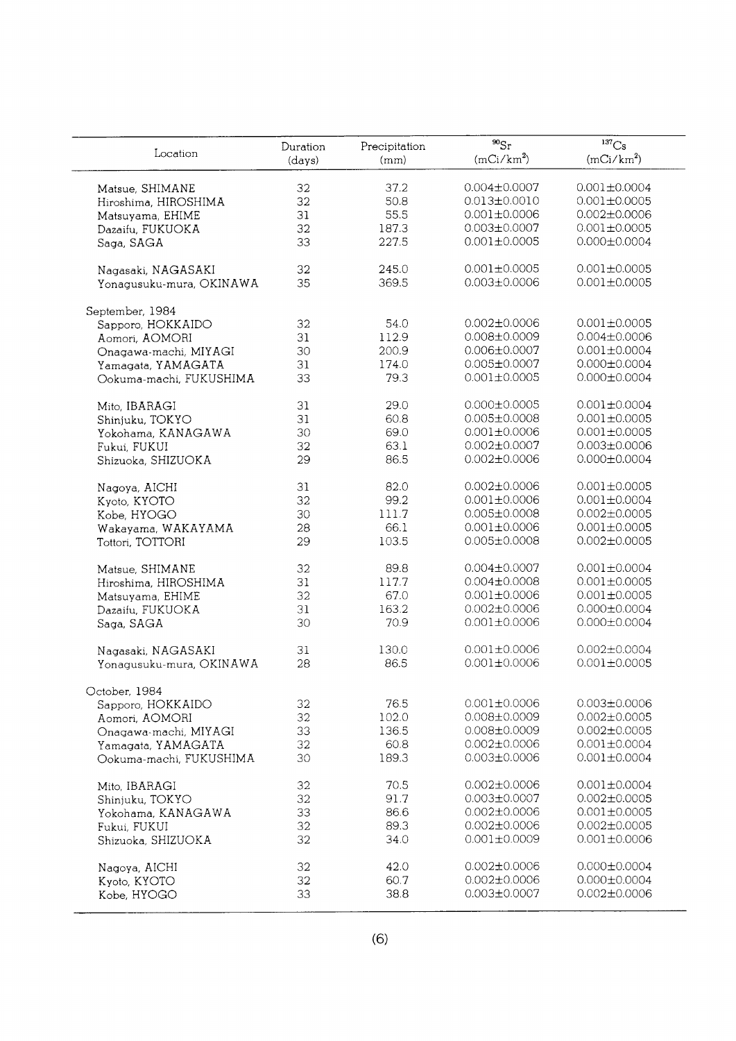| Location | Duration (days) | Precipitation (mm) | $^{90}Sr$ ($mCi/km^2$) | $^{137}Cs$ ($mCi/km^2$) |
|---|---|---|---|---|
| Matsue, SHIMANE | 32 | 37.2 | 0.004±0.0007 | 0.001±0.0004 |
| Hiroshima, HIROSHIMA | 32 | 50.8 | 0.013±0.0010 | 0.001±0.0005 |
| Matsuyama, EHIME | 31 | 55.5 | 0.001±0.0006 | 0.002±0.0006 |
| Dazaifu, FUKUOKA | 32 | 187.3 | 0.003±0.0007 | 0.001±0.0005 |
| Saga, SAGA | 33 | 227.5 | 0.001±0.0005 | 0.000±0.0004 |
| Nagasaki, NAGASAKI | 32 | 245.0 | 0.001±0.0005 | 0.001±0.0005 |
| Yonagusuku-mura, OKINAWA | 35 | 369.5 | 0.003±0.0006 | 0.001±0.0005 |
| September, 1984 | | | | |
| Sapporo, HOKKAIDO | 32 | 54.0 | 0.002±0.0006 | 0.001±0.0005 |
| Aomori, AOMORI | 31 | 112.9 | 0.008±0.0009 | 0.004±0.0006 |
| Onagawa-machi, MIYAGI | 30 | 200.9 | 0.006±0.0007 | 0.001±0.0004 |
| Yamagata, YAMAGATA | 31 | 174.0 | 0.005±0.0007 | 0.000±0.0004 |
| Ookuma-machi, FUKUSHIMA | 33 | 79.3 | 0.001±0.0005 | 0.000±0.0004 |
| Mito, IBARAGI | 31 | 29.0 | 0.000±0.0005 | 0.001±0.0004 |
| Shinjuku, TOKYO | 31 | 60.8 | 0.005±0.0008 | 0.001±0.0005 |
| Yokohama, KANAGAWA | 30 | 69.0 | 0.001±0.0006 | 0.001±0.0005 |
| Fukui, FUKUI | 32 | 63.1 | 0.002±0.0007 | 0.003±0.0006 |
| Shizuoka, SHIZUOKA | 29 | 86.5 | 0.002±0.0006 | 0.000±0.0004 |
| Nagoya, AICHI | 31 | 82.0 | 0.002±0.0006 | 0.001±0.0005 |
| Kyoto, KYOTO | 32 | 99.2 | 0.001±0.0006 | 0.001±0.0004 |
| Kobe, HYOGO | 30 | 111.7 | 0.005±0.0008 | 0.002±0.0005 |
| Wakayama, WAKAYAMA | 28 | 66.1 | 0.001±0.0006 | 0.001±0.0005 |
| Tottori, TOTTORI | 29 | 103.5 | 0.005±0.0008 | 0.002±0.0005 |
| Matsue, SHIMANE | 32 | 89.8 | 0.004±0.0007 | 0.001±0.0004 |
| Hiroshima, HIROSHIMA | 31 | 117.7 | 0.004±0.0008 | 0.001±0.0005 |
| Matsuyama, EHIME | 32 | 67.0 | 0.001±0.0006 | 0.001±0.0005 |
| Dazaifu, FUKUOKA | 31 | 163.2 | 0.002±0.0006 | 0.000±0.0004 |
| Saga, SAGA | 30 | 70.9 | 0.001±0.0006 | 0.000±0.0004 |
| Nagasaki, NAGASAKI | 31 | 130.0 | 0.001±0.0006 | 0.002±0.0004 |
| Yonagusuku-mura, OKINAWA | 28 | 86.5 | 0.001±0.0006 | 0.001±0.0005 |
| October, 1984 | | | | |
| Sapporo, HOKKAIDO | 32 | 76.5 | 0.001±0.0006 | 0.003±0.0006 |
| Aomori, AOMORI | 32 | 102.0 | 0.008±0.0009 | 0.002±0.0005 |
| Onagawa-machi, MIYAGI | 33 | 136.5 | 0.008±0.0009 | 0.002±0.0005 |
| Yamagata, YAMAGATA | 32 | 60.8 | 0.002±0.0006 | 0.001±0.0004 |
| Ookuma-machi, FUKUSHIMA | 30 | 189.3 | 0.003±0.0006 | 0.001±0.0004 |
| Mito, IBARAGI | 32 | 70.5 | 0.002±0.0006 | 0.001±0.0004 |
| Shinjuku, TOKYO | 32 | 91.7 | 0.003±0.0007 | 0.002±0.0005 |
| Yokohama, KANAGAWA | 33 | 86.6 | 0.002±0.0006 | 0.001±0.0005 |
| Fukui, FUKUI | 32 | 89.3 | 0.002±0.0006 | 0.002±0.0005 |
| Shizuoka, SHIZUOKA | 32 | 34.0 | 0.001±0.0009 | 0.001±0.0006 |
| Nagoya, AICHI | 32 | 42.0 | 0.002±0.0006 | 0.000±0.0004 |
| Kyoto, KYOTO | 32 | 60.7 | 0.002±0.0006 | 0.000±0.0004 |
| Kobe, HYOGO | 33 | 38.8 | 0.003±0.0007 | 0.002±0.0006 |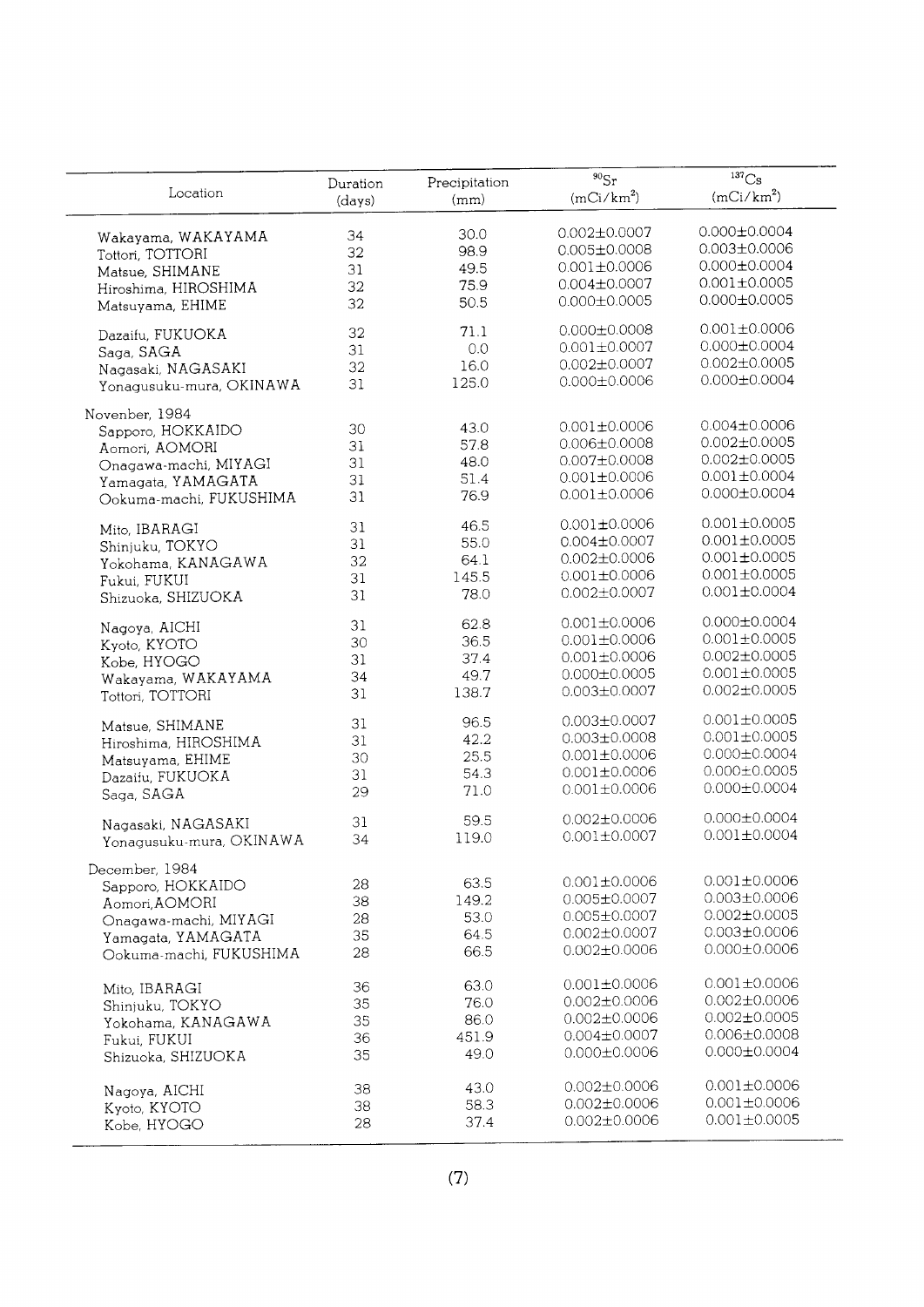| Location | Duration (days) | Precipitation (mm) | $^{90}Sr$ (mCi/km$^2$) | $^{137}Cs$ (mCi/km$^2$) |
|---|---|---|---|---|
| Wakayama, WAKAYAMA | 34 | 30.0 | 0.002±0.0007 | 0.000±0.0004 |
| Tottori, TOTTORI | 32 | 98.9 | 0.005±0.0008 | 0.003±0.0006 |
| Matsue, SHIMANE | 31 | 49.5 | 0.001±0.0006 | 0.000±0.0004 |
| Hiroshima, HIROSHIMA | 32 | 75.9 | 0.004±0.0007 | 0.001±0.0005 |
| Matsuyama, EHIME | 32 | 50.5 | 0.000±0.0005 | 0.000±0.0005 |
| Dazaifu, FUKUOKA | 32 | 71.1 | 0.000±0.0008 | 0.001±0.0006 |
| Saga, SAGA | 31 | 0.0 | 0.001±0.0007 | 0.000±0.0004 |
| Nagasaki, NAGASAKI | 32 | 16.0 | 0.002±0.0007 | 0.002±0.0005 |
| Yonagusuku-mura, OKINAWA | 31 | 125.0 | 0.000±0.0006 | 0.000±0.0004 |
| Novenber, 1984 | | | | |
| Sapporo, HOKKAIDO | 30 | 43.0 | 0.001±0.0006 | 0.004±0.0006 |
| Aomori, AOMORI | 31 | 57.8 | 0.006±0.0008 | 0.002±0.0005 |
| Onagawa-machi, MIYAGI | 31 | 48.0 | 0.007±0.0008 | 0.002±0.0005 |
| Yamagata, YAMAGATA | 31 | 51.4 | 0.001±0.0006 | 0.001±0.0004 |
| Ookuma-machi, FUKUSHIMA | 31 | 76.9 | 0.001±0.0006 | 0.000±0.0004 |
| Mito, IBARAGI | 31 | 46.5 | 0.001±0.0006 | 0.001±0.0005 |
| Shinjuku, TOKYO | 31 | 55.0 | 0.004±0.0007 | 0.001±0.0005 |
| Yokohama, KANAGAWA | 32 | 64.1 | 0.002±0.0006 | 0.001±0.0005 |
| Fukui, FUKUI | 31 | 145.5 | 0.001±0.0006 | 0.001±0.0005 |
| Shizuoka, SHIZUOKA | 31 | 78.0 | 0.002±0.0007 | 0.001±0.0004 |
| Nagoya, AICHI | 31 | 62.8 | 0.001±0.0006 | 0.000±0.0004 |
| Kyoto, KYOTO | 30 | 36.5 | 0.001±0.0006 | 0.001±0.0005 |
| Kobe, HYOGO | 31 | 37.4 | 0.001±0.0006 | 0.002±0.0005 |
| Wakayama, WAKAYAMA | 34 | 49.7 | 0.000±0.0005 | 0.001±0.0005 |
| Tottori, TOTTORI | 31 | 138.7 | 0.003±0.0007 | 0.002±0.0005 |
| Matsue, SHIMANE | 31 | 96.5 | 0.003±0.0007 | 0.001±0.0005 |
| Hiroshima, HIROSHIMA | 31 | 42.2 | 0.003±0.0008 | 0.001±0.0005 |
| Matsuyama, EHIME | 30 | 25.5 | 0.001±0.0006 | 0.000±0.0004 |
| Dazaifu, FUKUOKA | 31 | 54.3 | 0.001±0.0006 | 0.000±0.0005 |
| Saga, SAGA | 29 | 71.0 | 0.001±0.0006 | 0.000±0.0004 |
| Nagasaki, NAGASAKI | 31 | 59.5 | 0.002±0.0006 | 0.000±0.0004 |
| Yonagusuku-mura, OKINAWA | 34 | 119.0 | 0.001±0.0007 | 0.001±0.0004 |
| December, 1984 | | | | |
| Sapporo, HOKKAIDO | 28 | 63.5 | 0.001±0.0006 | 0.001±0.0006 |
| Aomori,AOMORI | 38 | 149.2 | 0.005±0.0007 | 0.003±0.0006 |
| Onagawa-machi, MIYAGI | 28 | 53.0 | 0.005±0.0007 | 0.002±0.0005 |
| Yamagata, YAMAGATA | 35 | 64.5 | 0.002±0.0007 | 0.003±0.0006 |
| Ookuma-machi, FUKUSHIMA | 28 | 66.5 | 0.002±0.0006 | 0.000±0.0006 |
| Mito, IBARAGI | 36 | 63.0 | 0.001±0.0006 | 0.001±0.0006 |
| Shinjuku, TOKYO | 35 | 76.0 | 0.002±0.0006 | 0.002±0.0006 |
| Yokohama, KANAGAWA | 35 | 86.0 | 0.002±0.0006 | 0.002±0.0005 |
| Fukui, FUKUI | 36 | 451.9 | 0.004±0.0007 | 0.006±0.0008 |
| Shizuoka, SHIZUOKA | 35 | 49.0 | 0.000±0.0006 | 0.000±0.0004 |
| Nagoya, AICHI | 38 | 43.0 | 0.002±0.0006 | 0.001±0.0006 |
| Kyoto, KYOTO | 38 | 58.3 | 0.002±0.0006 | 0.001±0.0006 |
| Kobe, HYOGO | 28 | 37.4 | 0.002±0.0006 | 0.001±0.0005 |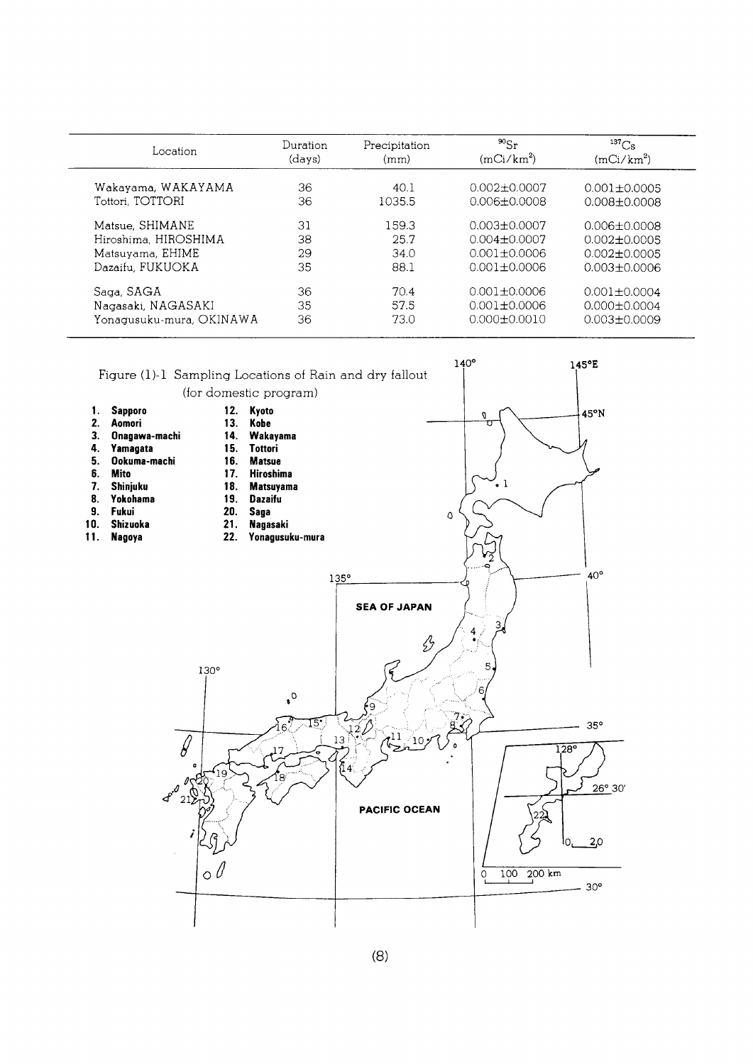| Location | Duration (days) | Precipitation (mm) | $^{90}Sr$ (mCi/km$^2$) | $^{137}Cs$ (mCi/km$^2$) |
|---|---|---|---|---|
| Wakayama, WAKAYAMA | 36 | 40.1 | 0.002±0.0007 | 0.001±0.0005 |
| Tottori, TOTTORI | 36 | 1035.5 | 0.006±0.0008 | 0.008±0.0008 |
| Matsue, SHIMANE | 31 | 159.3 | 0.003±0.0007 | 0.006±0.0008 |
| Hiroshima, HIROSHIMA | 38 | 25.7 | 0.004±0.0007 | 0.002±0.0005 |
| Matsuyama, EHIME | 29 | 34.0 | 0.001±0.0006 | 0.002±0.0005 |
| Dazaifu, FUKUOKA | 35 | 88.1 | 0.001±0.0006 | 0.003±0.0006 |
| Saga, SAGA | 36 | 70.4 | 0.001±0.0006 | 0.001±0.0004 |
| Nagasaki, NAGASAKI | 35 | 57.5 | 0.001±0.0006 | 0.000±0.0004 |
| Yonagusuku-mura, OKINAWA | 36 | 73.0 | 0.000±0.0010 | 0.003±0.0009 |

Figure (1)-1 Sampling Locations of Rain and dry fallout (for domestic program)

1. Sapporo
2. Aomori
3. Onagawa-machi
4. Yamagata
5. Ookuma-machi
6. Mito
7. Shinjuku
8. Yokohama
9. Fukui
10. Shizuoka
11. Nagoya
12. Kyoto
13. Kobe
14. Wakayama
15. Tottori
16. Matsue
17. Hiroshima
18. Matsuyama
19. Dazaifu
20. Saga
21. Nagasaki
22. Yonagusuku-mura

SEA OF JAPAN

PACIFIC OCEAN

140° 145°E 45°N 40° 135° 130° 35° 30° 128° 26° 30' 0 20 0 100 200 km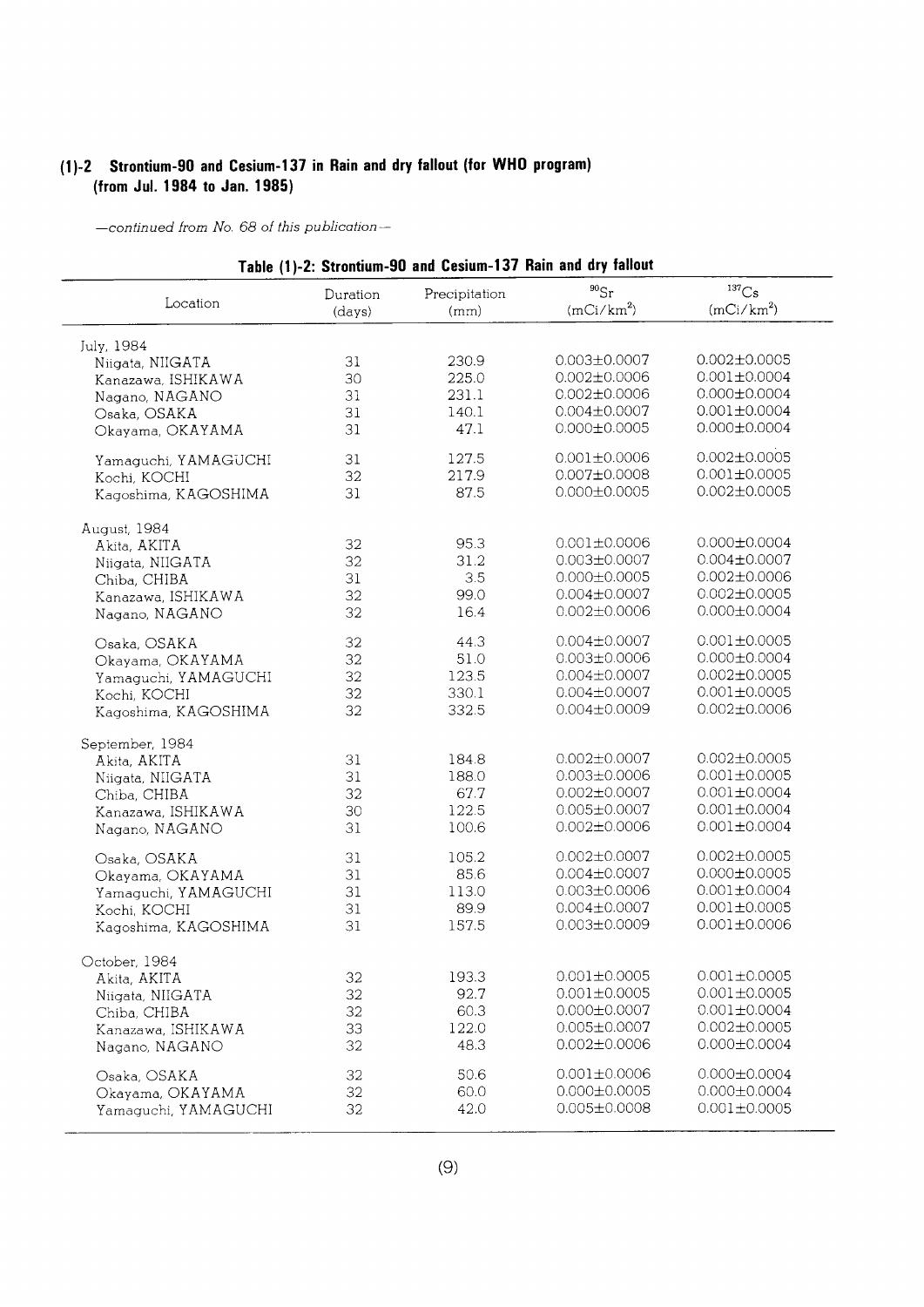## (1)-2 Strontium-90 and Cesium-137 in Rain and dry fallout (for WHO program) (from Jul. 1984 to Jan. 1985)

*—continued from No. 68 of this publication—*

**Table (1)-2: Strontium-90 and Cesium-137 Rain and dry fallout**

| Location | Duration (days) | Precipitation (mm) | $^{90}Sr$ ($mCi/km^2$) | $^{137}Cs$ ($mCi/km^2$) |
|---|---|---|---|---|
| July, 1984 | | | | |
| Niigata, NIIGATA | 31 | 230.9 | 0.003±0.0007 | 0.002±0.0005 |
| Kanazawa, ISHIKAWA | 30 | 225.0 | 0.002±0.0006 | 0.001±0.0004 |
| Nagano, NAGANO | 31 | 231.1 | 0.002±0.0006 | 0.000±0.0004 |
| Osaka, OSAKA | 31 | 140.1 | 0.004±0.0007 | 0.001±0.0004 |
| Okayama, OKAYAMA | 31 | 47.1 | 0.000±0.0005 | 0.000±0.0004 |
| Yamaguchi, YAMAGUCHI | 31 | 127.5 | 0.001±0.0006 | 0.002±0.0005 |
| Kochi, KOCHI | 32 | 217.9 | 0.007±0.0008 | 0.001±0.0005 |
| Kagoshima, KAGOSHIMA | 31 | 87.5 | 0.000±0.0005 | 0.002±0.0005 |
| August, 1984 | | | | |
| Akita, AKITA | 32 | 95.3 | 0.001±0.0006 | 0.000±0.0004 |
| Niigata, NIIGATA | 32 | 31.2 | 0.003±0.0007 | 0.004±0.0007 |
| Chiba, CHIBA | 31 | 3.5 | 0.000±0.0005 | 0.002±0.0006 |
| Kanazawa, ISHIKAWA | 32 | 99.0 | 0.004±0.0007 | 0.002±0.0005 |
| Nagano, NAGANO | 32 | 16.4 | 0.002±0.0006 | 0.000±0.0004 |
| Osaka, OSAKA | 32 | 44.3 | 0.004±0.0007 | 0.001±0.0005 |
| Okayama, OKAYAMA | 32 | 51.0 | 0.003±0.0006 | 0.000±0.0004 |
| Yamaguchi, YAMAGUCHI | 32 | 123.5 | 0.004±0.0007 | 0.002±0.0005 |
| Kochi, KOCHI | 32 | 330.1 | 0.004±0.0007 | 0.001±0.0005 |
| Kagoshima, KAGOSHIMA | 32 | 332.5 | 0.004±0.0009 | 0.002±0.0006 |
| September, 1984 | | | | |
| Akita, AKITA | 31 | 184.8 | 0.002±0.0007 | 0.002±0.0005 |
| Niigata, NIIGATA | 31 | 188.0 | 0.003±0.0006 | 0.001±0.0005 |
| Chiba, CHIBA | 32 | 67.7 | 0.002±0.0007 | 0.001±0.0004 |
| Kanazawa, ISHIKAWA | 30 | 122.5 | 0.005±0.0007 | 0.001±0.0004 |
| Nagano, NAGANO | 31 | 100.6 | 0.002±0.0006 | 0.001±0.0004 |
| Osaka, OSAKA | 31 | 105.2 | 0.002±0.0007 | 0.002±0.0005 |
| Okayama, OKAYAMA | 31 | 85.6 | 0.004±0.0007 | 0.000±0.0005 |
| Yamaguchi, YAMAGUCHI | 31 | 113.0 | 0.003±0.0006 | 0.001±0.0004 |
| Kochi, KOCHI | 31 | 89.9 | 0.004±0.0007 | 0.001±0.0005 |
| Kagoshima, KAGOSHIMA | 31 | 157.5 | 0.003±0.0009 | 0.001±0.0006 |
| October, 1984 | | | | |
| Akita, AKITA | 32 | 193.3 | 0.001±0.0005 | 0.001±0.0005 |
| Niigata, NIIGATA | 32 | 92.7 | 0.001±0.0005 | 0.001±0.0005 |
| Chiba, CHIBA | 32 | 60.3 | 0.000±0.0007 | 0.001±0.0004 |
| Kanazawa, ISHIKAWA | 33 | 122.0 | 0.005±0.0007 | 0.002±0.0005 |
| Nagano, NAGANO | 32 | 48.3 | 0.002±0.0006 | 0.000±0.0004 |
| Osaka, OSAKA | 32 | 50.6 | 0.001±0.0006 | 0.000±0.0004 |
| Okayama, OKAYAMA | 32 | 60.0 | 0.000±0.0005 | 0.000±0.0004 |
| Yamaguchi, YAMAGUCHI | 32 | 42.0 | 0.005±0.0008 | 0.001±0.0005 |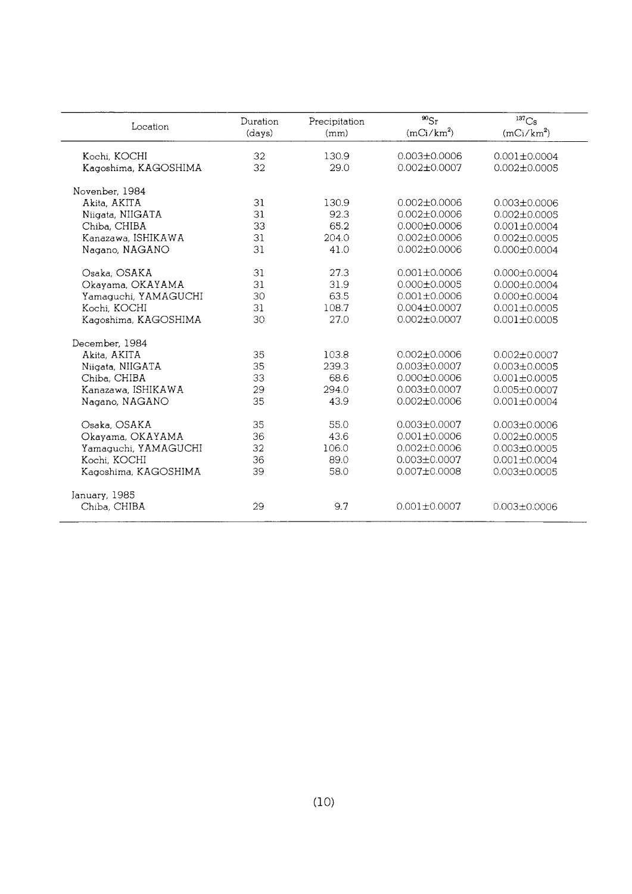| Location | Duration (days) | Precipitation (mm) | $^{90}Sr$ ($mCi/km^2$) | $^{137}Cs$ ($mCi/km^2$) |
|---|---|---|---|---|
| Kochi, KOCHI | 32 | 130.9 | 0.003±0.0006 | 0.001±0.0004 |
| Kagoshima, KAGOSHIMA | 32 | 29.0 | 0.002±0.0007 | 0.002±0.0005 |
| Novenber, 1984 | | | | |
| Akita, AKITA | 31 | 130.9 | 0.002±0.0006 | 0.003±0.0006 |
| Niigata, NIIGATA | 31 | 92.3 | 0.002±0.0006 | 0.002±0.0005 |
| Chiba, CHIBA | 33 | 65.2 | 0.000±0.0006 | 0.001±0.0004 |
| Kanazawa, ISHIKAWA | 31 | 204.0 | 0.002±0.0006 | 0.002±0.0005 |
| Nagano, NAGANO | 31 | 41.0 | 0.002±0.0006 | 0.000±0.0004 |
| Osaka, OSAKA | 31 | 27.3 | 0.001±0.0006 | 0.000±0.0004 |
| Okayama, OKAYAMA | 31 | 31.9 | 0.000±0.0005 | 0.000±0.0004 |
| Yamaguchi, YAMAGUCHI | 30 | 63.5 | 0.001±0.0006 | 0.000±0.0004 |
| Kochi, KOCHI | 31 | 108.7 | 0.004±0.0007 | 0.001±0.0005 |
| Kagoshima, KAGOSHIMA | 30 | 27.0 | 0.002±0.0007 | 0.001±0.0005 |
| December, 1984 | | | | |
| Akita, AKITA | 35 | 103.8 | 0.002±0.0006 | 0.002±0.0007 |
| Niigata, NIIGATA | 35 | 239.3 | 0.003±0.0007 | 0.003±0.0005 |
| Chiba, CHIBA | 33 | 68.6 | 0.000±0.0006 | 0.001±0.0005 |
| Kanazawa, ISHIKAWA | 29 | 294.0 | 0.003±0.0007 | 0.005±0.0007 |
| Nagano, NAGANO | 35 | 43.9 | 0.002±0.0006 | 0.001±0.0004 |
| Osaka, OSAKA | 35 | 55.0 | 0.003±0.0007 | 0.003±0.0006 |
| Okayama, OKAYAMA | 36 | 43.6 | 0.001±0.0006 | 0.002±0.0005 |
| Yamaguchi, YAMAGUCHI | 32 | 106.0 | 0.002±0.0006 | 0.003±0.0005 |
| Kochi, KOCHI | 36 | 89.0 | 0.003±0.0007 | 0.001±0.0004 |
| Kagoshima, KAGOSHIMA | 39 | 58.0 | 0.007±0.0008 | 0.003±0.0005 |
| January, 1985 | | | | |
| Chiba, CHIBA | 29 | 9.7 | 0.001±0.0007 | 0.003±0.0006 |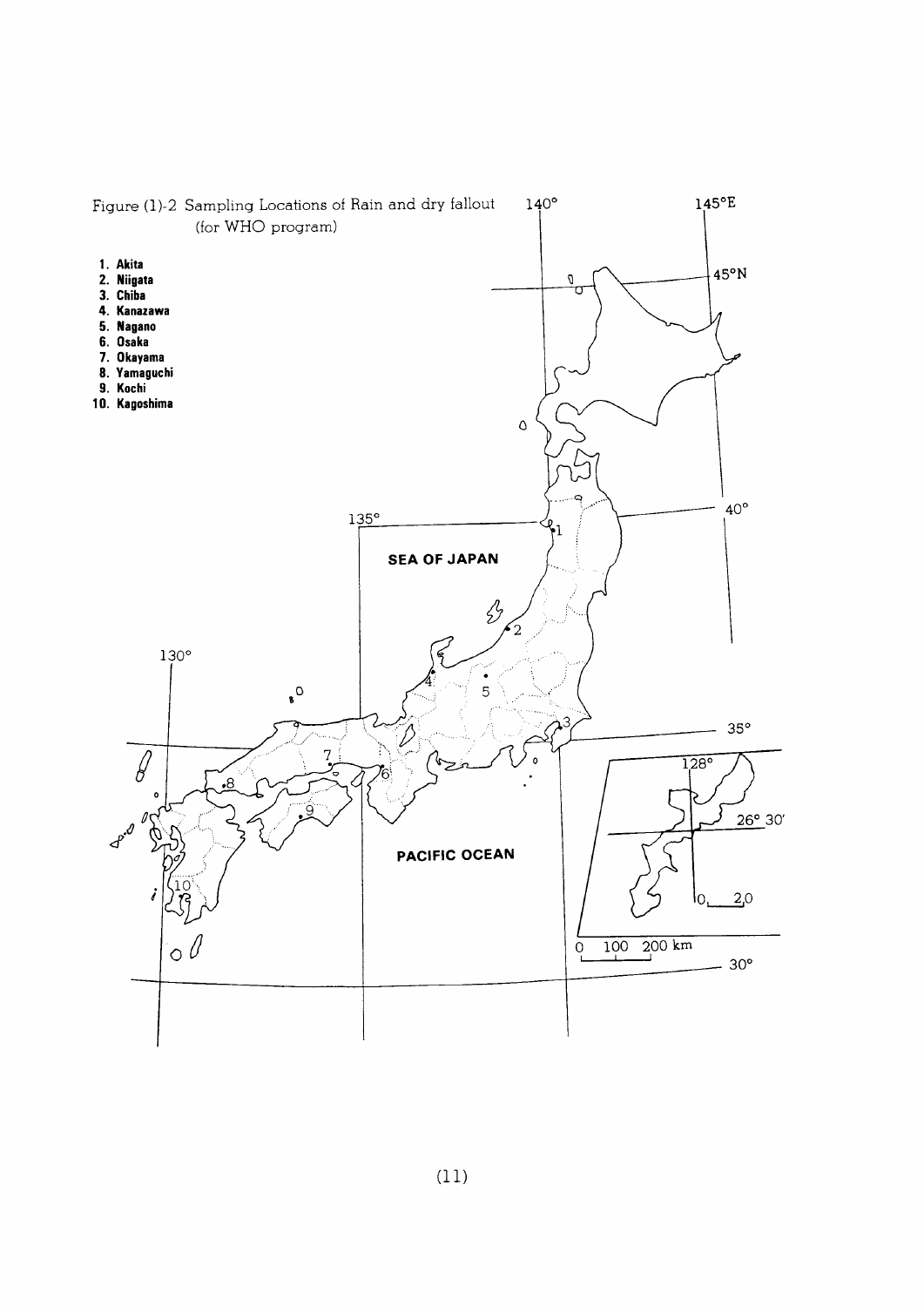Figure (1)-2 Sampling Locations of Rain and dry fallout (for WHO program)

1. Akita
2. Niigata
3. Chiba
4. Kanazawa
5. Nagano
6. Osaka
7. Okayama
8. Yamaguchi
9. Kochi
10. Kagoshima

SEA OF JAPAN

PACIFIC OCEAN

140° 145°E 45°N 40° 135° 130° 35° 30° 128° 26° 30'

0 100 200 km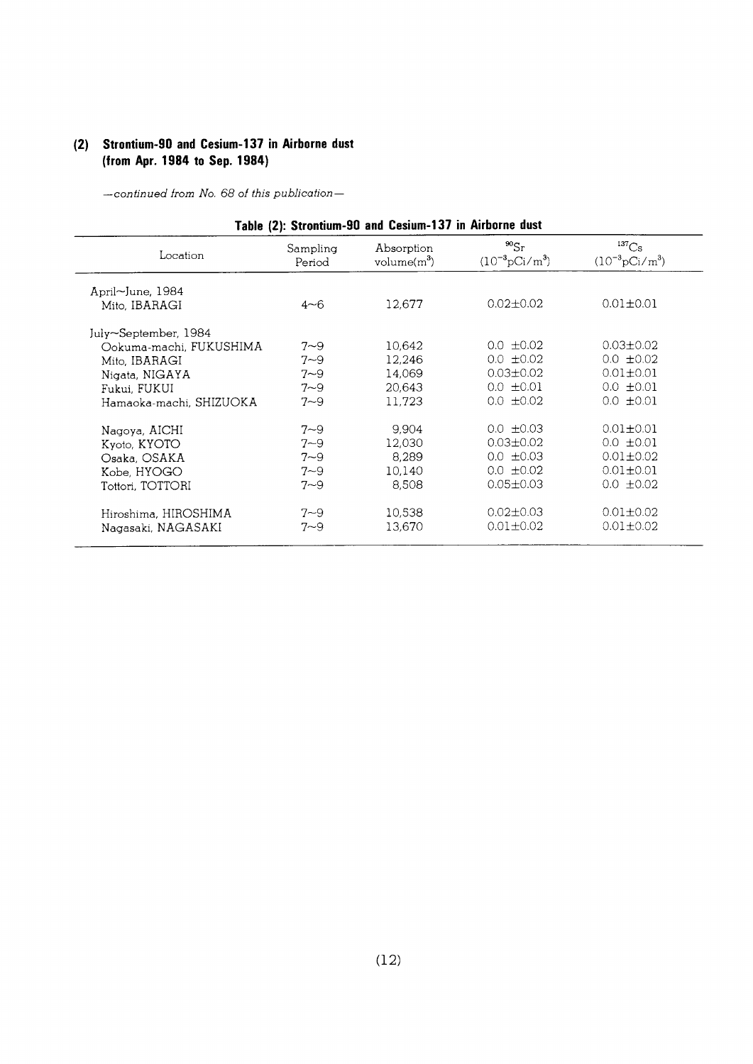## (2) Strontium-90 and Cesium-137 in Airborne dust (from Apr. 1984 to Sep. 1984)

*—continued from No. 68 of this publication—*

**Table (2): Strontium-90 and Cesium-137 in Airborne dust**

| Location | Sampling Period | Absorption volume($m^3$) | $^{90}Sr$ ($10^{-3}pCi/m^3$) | $^{137}Cs$ ($10^{-3}pCi/m^3$) |
|---|---|---|---|---|
| April~June, 1984 | | | | |
| Mito, IBARAGI | 4~6 | 12,677 | 0.02±0.02 | 0.01±0.01 |
| July~September, 1984 | | | | |
| Ookuma-machi, FUKUSHIMA | 7~9 | 10,642 | 0.0 ±0.02 | 0.03±0.02 |
| Mito, IBARAGI | 7~9 | 12,246 | 0.0 ±0.02 | 0.0 ±0.02 |
| Nigata, NIGAYA | 7~9 | 14,069 | 0.03±0.02 | 0.01±0.01 |
| Fukui, FUKUI | 7~9 | 20,643 | 0.0 ±0.01 | 0.0 ±0.01 |
| Hamaoka-machi, SHIZUOKA | 7~9 | 11,723 | 0.0 ±0.02 | 0.0 ±0.01 |
| Nagoya, AICHI | 7~9 | 9,904 | 0.0 ±0.03 | 0.01±0.01 |
| Kyoto, KYOTO | 7~9 | 12,030 | 0.03±0.02 | 0.0 ±0.01 |
| Osaka, OSAKA | 7~9 | 8,289 | 0.0 ±0.03 | 0.01±0.02 |
| Kobe, HYOGO | 7~9 | 10,140 | 0.0 ±0.02 | 0.01±0.01 |
| Tottori, TOTTORI | 7~9 | 8,508 | 0.05±0.03 | 0.0 ±0.02 |
| Hiroshima, HIROSHIMA | 7~9 | 10,538 | 0.02±0.03 | 0.01±0.02 |
| Nagasaki, NAGASAKI | 7~9 | 13,670 | 0.01±0.02 | 0.01±0.02 |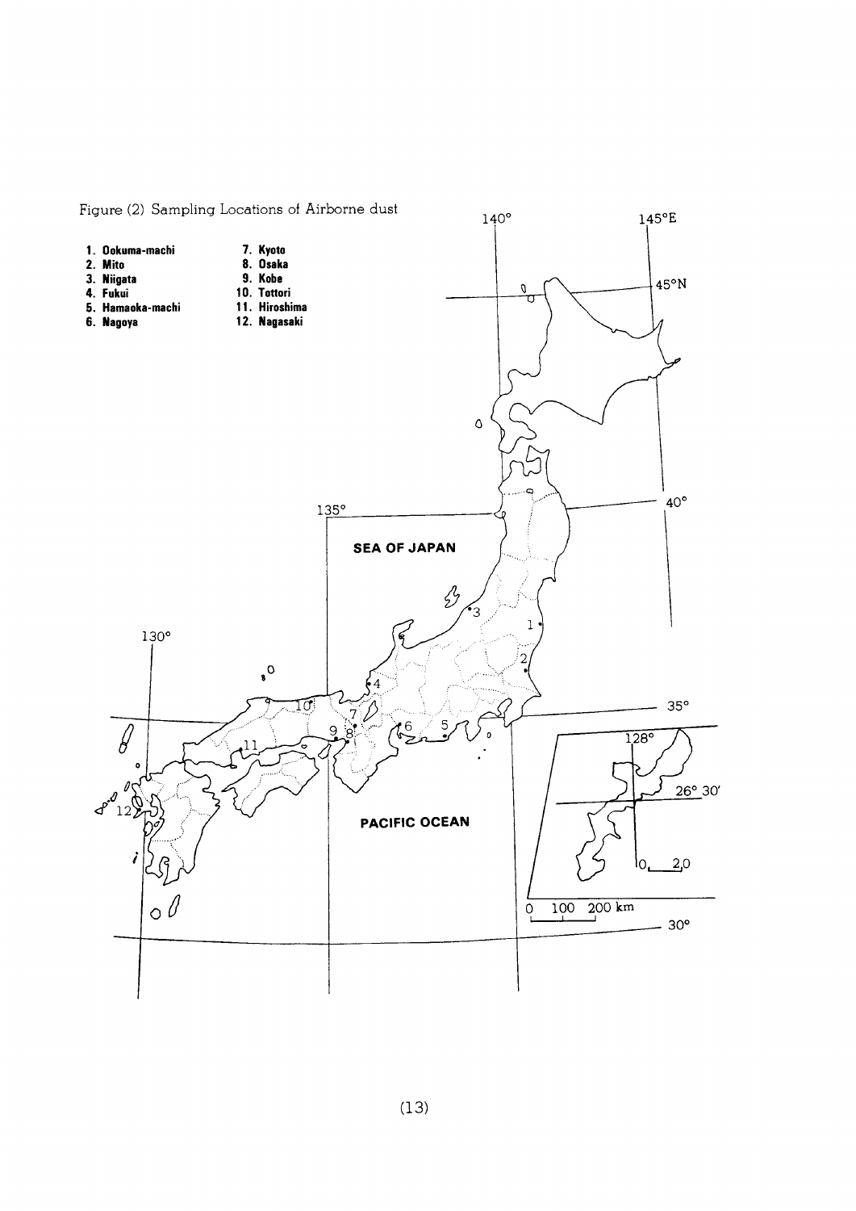Figure (2) Sampling Locations of Airborne dust

1. Ookuma-machi
2. Mito
3. Niigata
4. Fukui
5. Hamaoka-machi
6. Nagoya
7. Kyoto
8. Osaka
9. Kobe
10. Tottori
11. Hiroshima
12. Nagasaki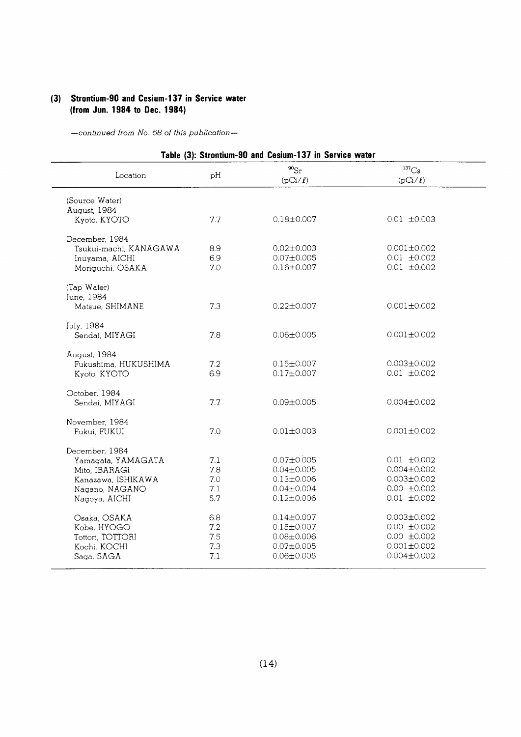### (3) Strontium-90 and Cesium-137 in Service water (from Jun. 1984 to Dec. 1984)

*—continued from No. 68 of this publication—*

**Table (3): Strontium-90 and Cesium-137 in Service water**

| Location | pH | $^{90}Sr$ (pCi/ℓ) | $^{137}Cs$ (pCi/ℓ) |
|---|---|---|---|
| (Source Water) | | | |
| August, 1984 | | | |
| Kyoto, KYOTO | 7.7 | 0.18±0.007 | 0.01 ±0.003 |
| December, 1984 | | | |
| Tsukui-machi, KANAGAWA | 8.9 | 0.02±0.003 | 0.001±0.002 |
| Inuyama, AICHI | 6.9 | 0.07±0.005 | 0.01 ±0.002 |
| Moriguchi, OSAKA | 7.0 | 0.16±0.007 | 0.01 ±0.002 |
| (Tap Water) | | | |
| June, 1984 | | | |
| Matsue, SHIMANE | 7.3 | 0.22±0.007 | 0.001±0.002 |
| July, 1984 | | | |
| Sendai, MIYAGI | 7.8 | 0.06±0.005 | 0.001±0.002 |
| August, 1984 | | | |
| Fukushima, HUKUSHIMA | 7.2 | 0.15±0.007 | 0.003±0.002 |
| Kyoto, KYOTO | 6.9 | 0.17±0.007 | 0.01 ±0.002 |
| October, 1984 | | | |
| Sendai, MIYAGI | 7.7 | 0.09±0.005 | 0.004±0.002 |
| November, 1984 | | | |
| Fukui, FUKUI | 7.0 | 0.01±0.003 | 0.001±0.002 |
| December, 1984 | | | |
| Yamagata, YAMAGATA | 7.1 | 0.07±0.005 | 0.01 ±0.002 |
| Mito, IBARAGI | 7.8 | 0.04±0.005 | 0.004±0.002 |
| Kanazawa, ISHIKAWA | 7.0 | 0.13±0.006 | 0.003±0.002 |
| Nagano, NAGANO | 7.1 | 0.04±0.004 | 0.00 ±0.002 |
| Nagoya, AICHI | 5.7 | 0.12±0.006 | 0.01 ±0.002 |
| Osaka, OSAKA | 6.8 | 0.14±0.007 | 0.003±0.002 |
| Kobe, HYOGO | 7.2 | 0.15±0.007 | 0.00 ±0.002 |
| Tottori, TOTTORI | 7.5 | 0.08±0.006 | 0.00 ±0.002 |
| Kochi, KOCHI | 7.3 | 0.07±0.005 | 0.001±0.002 |
| Saga, SAGA | 7.1 | 0.06±0.005 | 0.004±0.002 |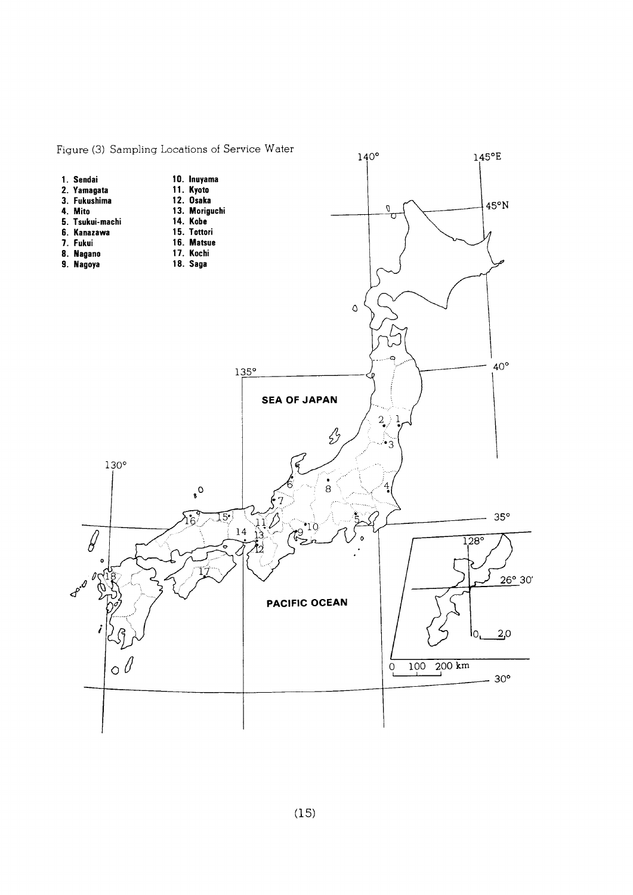Figure (3) Sampling Locations of Service Water

1. Sendai
2. Yamagata
3. Fukushima
4. Mito
5. Tsukui-machi
6. Kanazawa
7. Fukui
8. Nagano
9. Nagoya
10. Inuyama
11. Kyoto
12. Osaka
13. Moriguchi
14. Kobe
15. Tottori
16. Matsue
17. Kochi
18. Saga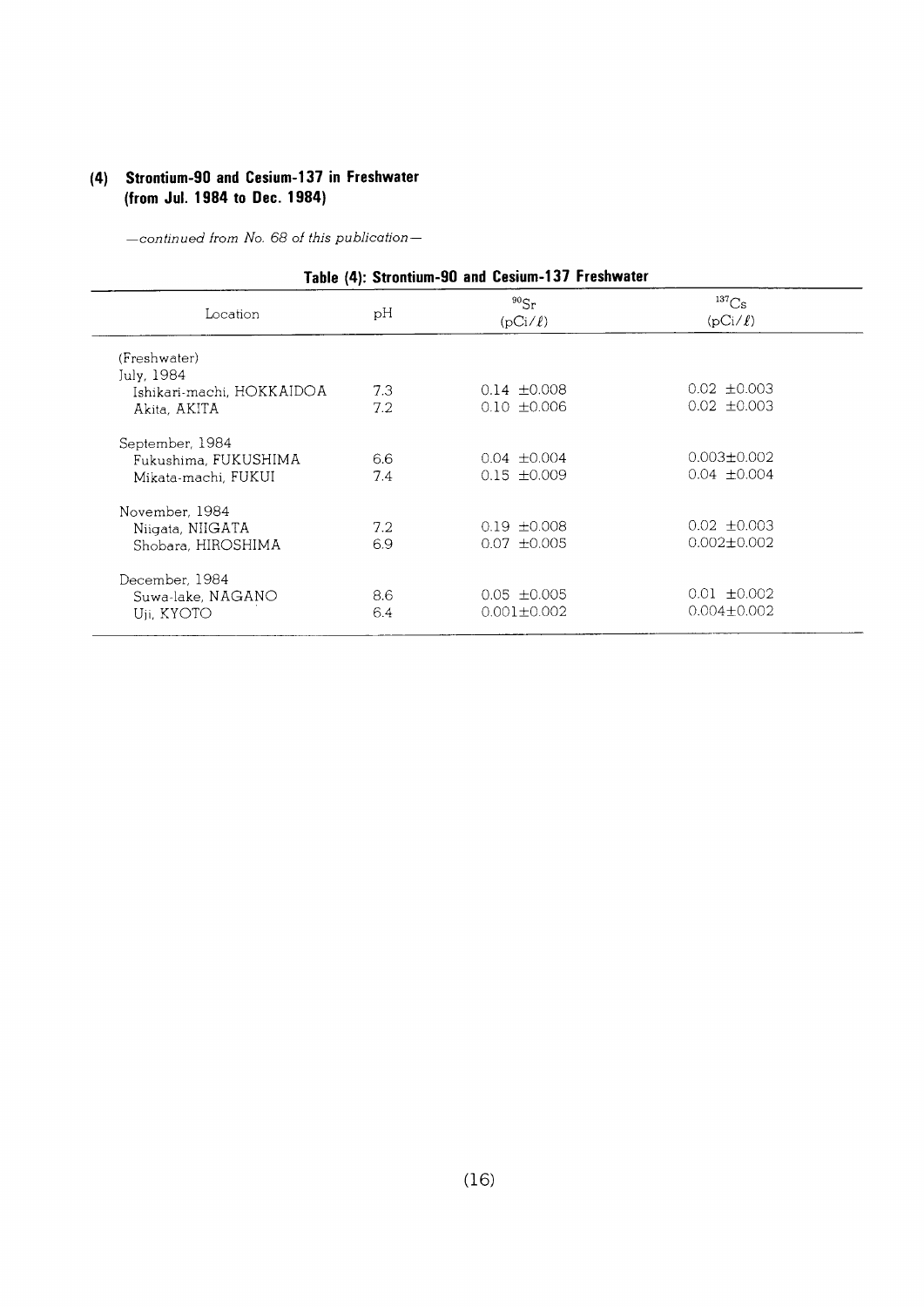### (4) Strontium-90 and Cesium-137 in Freshwater (from Jul. 1984 to Dec. 1984)

*—continued from No. 68 of this publication—*

**Table (4): Strontium-90 and Cesium-137 Freshwater**

| Location | pH | $^{90}Sr$ (pCi/ℓ) | $^{137}Cs$ (pCi/ℓ) |
|---|---|---|---|
| (Freshwater) | | | |
| July, 1984 | | | |
| Ishikari-machi, HOKKAIDOA | 7.3 | 0.14 ±0.008 | 0.02 ±0.003 |
| Akita, AKITA | 7.2 | 0.10 ±0.006 | 0.02 ±0.003 |
| September, 1984 | | | |
| Fukushima, FUKUSHIMA | 6.6 | 0.04 ±0.004 | 0.003±0.002 |
| Mikata-machi, FUKUI | 7.4 | 0.15 ±0.009 | 0.04 ±0.004 |
| November, 1984 | | | |
| Niigata, NIIGATA | 7.2 | 0.19 ±0.008 | 0.02 ±0.003 |
| Shobara, HIROSHIMA | 6.9 | 0.07 ±0.005 | 0.002±0.002 |
| December, 1984 | | | |
| Suwa-lake, NAGANO | 8.6 | 0.05 ±0.005 | 0.01 ±0.002 |
| Uji, KYOTO | 6.4 | 0.001±0.002 | 0.004±0.002 |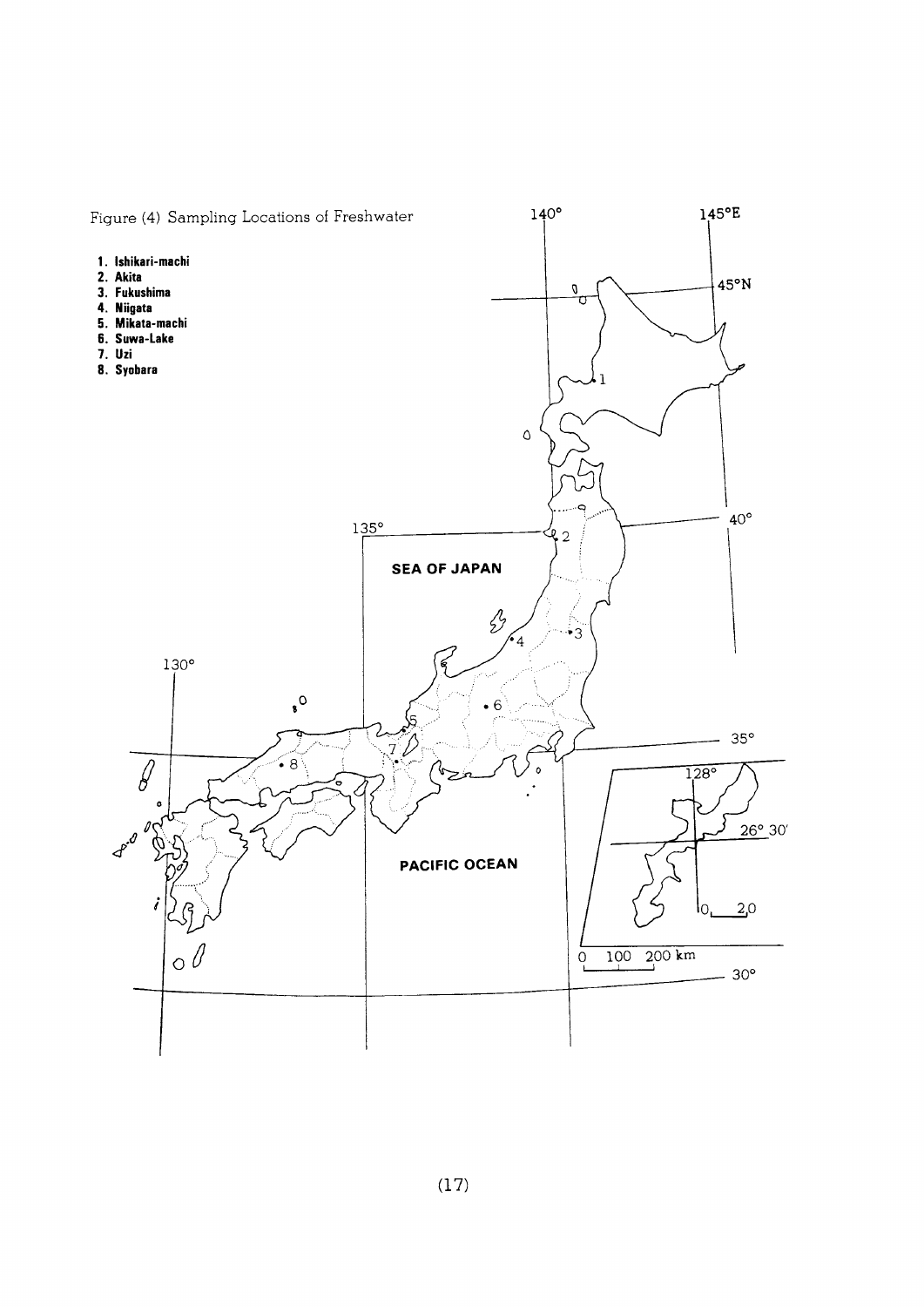Figure (4) Sampling Locations of Freshwater

1. Ishikari-machi
2. Akita
3. Fukushima
4. Niigata
5. Mikata-machi
6. Suwa-Lake
7. Uzi
8. Syobara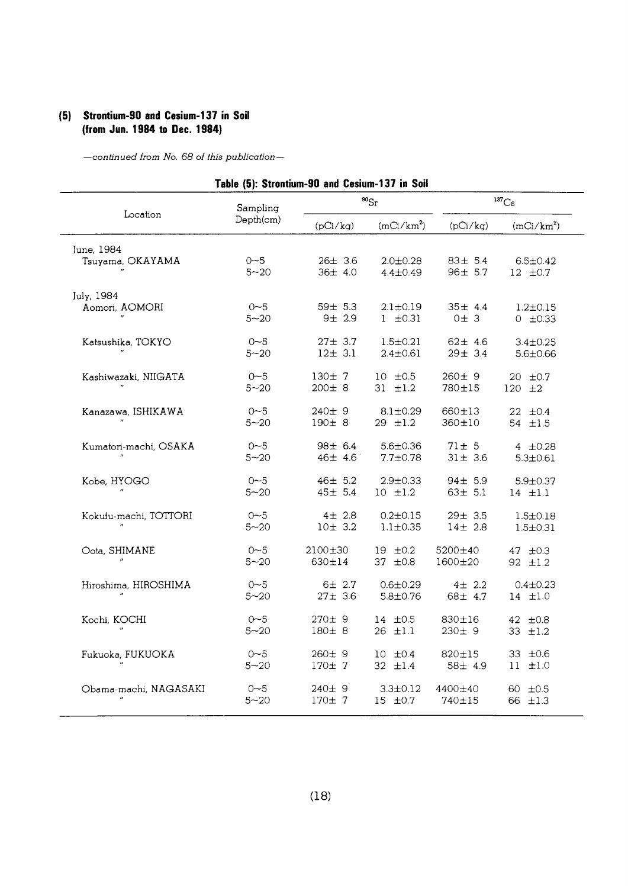## (5) Strontium-90 and Cesium-137 in Soil (from Jun. 1984 to Dec. 1984)

*—continued from No. 68 of this publication—*

**Table (5): Strontium-90 and Cesium-137 in Soil**

| Location | Sampling Depth(cm) | $^{90}Sr$ | | $^{137}Cs$ | |
|---|---|---|---|---|---|
| | | (pCi/kg) | (mCi/km$^2$) | (pCi/kg) | (mCi/km$^2$) |
| June, 1984 | | | | | |
| Tsuyama, OKAYAMA | 0~5 | 26± 3.6 | 2.0±0.28 | 83± 5.4 | 6.5±0.42 |
| 〃 | 5~20 | 36± 4.0 | 4.4±0.49 | 96± 5.7 | 12 ±0.7 |
| July, 1984 | | | | | |
| Aomori, AOMORI | 0~5 | 59± 5.3 | 2.1±0.19 | 35± 4.4 | 1.2±0.15 |
| 〃 | 5~20 | 9± 2.9 | 1 ±0.31 | 0± 3 | 0 ±0.33 |
| Katsushika, TOKYO | 0~5 | 27± 3.7 | 1.5±0.21 | 62± 4.6 | 3.4±0.25 |
| 〃 | 5~20 | 12± 3.1 | 2.4±0.61 | 29± 3.4 | 5.6±0.66 |
| Kashiwazaki, NIIGATA | 0~5 | 130± 7 | 10 ±0.5 | 260± 9 | 20 ±0.7 |
| 〃 | 5~20 | 200± 8 | 31 ±1.2 | 780±15 | 120 ±2 |
| Kanazawa, ISHIKAWA | 0~5 | 240± 9 | 8.1±0.29 | 660±13 | 22 ±0.4 |
| 〃 | 5~20 | 190± 8 | 29 ±1.2 | 360±10 | 54 ±1.5 |
| Kumatori-machi, OSAKA | 0~5 | 98± 6.4 | 5.6±0.36 | 71± 5 | 4 ±0.28 |
| 〃 | 5~20 | 46± 4.6 | 7.7±0.78 | 31± 3.6 | 5.3±0.61 |
| Kobe, HYOGO | 0~5 | 46± 5.2 | 2.9±0.33 | 94± 5.9 | 5.9±0.37 |
| 〃 | 5~20 | 45± 5.4 | 10 ±1.2 | 63± 5.1 | 14 ±1.1 |
| Kokufu-machi, TOTTORI | 0~5 | 4± 2.8 | 0.2±0.15 | 29± 3.5 | 1.5±0.18 |
| 〃 | 5~20 | 10± 3.2 | 1.1±0.35 | 14± 2.8 | 1.5±0.31 |
| Oota, SHIMANE | 0~5 | 2100±30 | 19 ±0.2 | 5200±40 | 47 ±0.3 |
| 〃 | 5~20 | 630±14 | 37 ±0.8 | 1600±20 | 92 ±1.2 |
| Hiroshima, HIROSHIMA | 0~5 | 6± 2.7 | 0.6±0.29 | 4± 2.2 | 0.4±0.23 |
| 〃 | 5~20 | 27± 3.6 | 5.8±0.76 | 68± 4.7 | 14 ±1.0 |
| Kochi, KOCHI | 0~5 | 270± 9 | 14 ±0.5 | 830±16 | 42 ±0.8 |
| 〃 | 5~20 | 180± 8 | 26 ±1.1 | 230± 9 | 33 ±1.2 |
| Fukuoka, FUKUOKA | 0~5 | 260± 9 | 10 ±0.4 | 820±15 | 33 ±0.6 |
| 〃 | 5~20 | 170± 7 | 32 ±1.4 | 58± 4.9 | 11 ±1.0 |
| Obama-machi, NAGASAKI | 0~5 | 240± 9 | 3.3±0.12 | 4400±40 | 60 ±0.5 |
| 〃 | 5~20 | 170± 7 | 15 ±0.7 | 740±15 | 66 ±1.3 |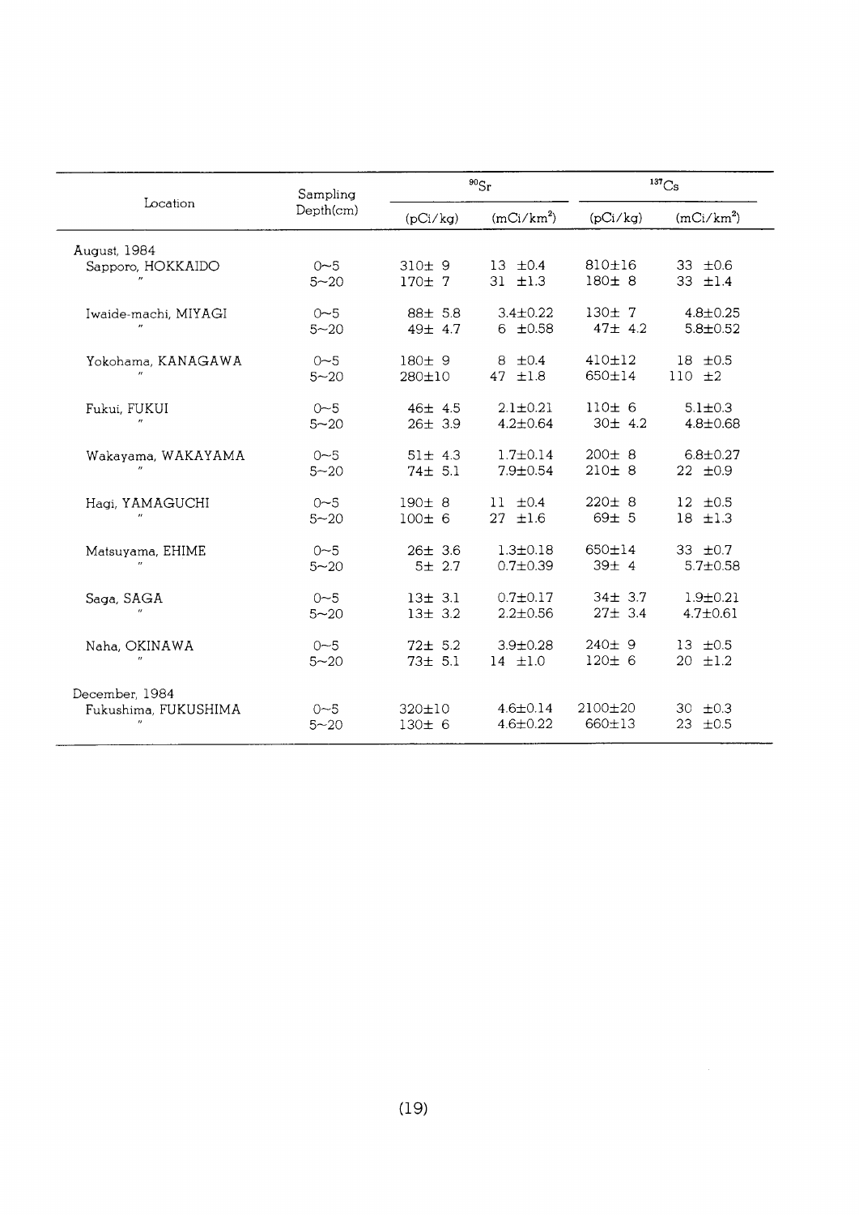| Location | Sampling Depth(cm) | $^{90}Sr$ | | $^{137}Cs$ | |
|---|---|---|---|---|---|
| | | (pCi/kg) | (mCi/km$^2$) | (pCi/kg) | (mCi/km$^2$) |
| August, 1984 | | | | | |
| Sapporo, HOKKAIDO | 0~5 | 310± 9 | 13 ±0.4 | 810±16 | 33 ±0.6 |
| 〃 | 5~20 | 170± 7 | 31 ±1.3 | 180± 8 | 33 ±1.4 |
| Iwaide-machi, MIYAGI | 0~5 | 88± 5.8 | 3.4±0.22 | 130± 7 | 4.8±0.25 |
| 〃 | 5~20 | 49± 4.7 | 6 ±0.58 | 47± 4.2 | 5.8±0.52 |
| Yokohama, KANAGAWA | 0~5 | 180± 9 | 8 ±0.4 | 410±12 | 18 ±0.5 |
| 〃 | 5~20 | 280±10 | 47 ±1.8 | 650±14 | 110 ±2 |
| Fukui, FUKUI | 0~5 | 46± 4.5 | 2.1±0.21 | 110± 6 | 5.1±0.3 |
| 〃 | 5~20 | 26± 3.9 | 4.2±0.64 | 30± 4.2 | 4.8±0.68 |
| Wakayama, WAKAYAMA | 0~5 | 51± 4.3 | 1.7±0.14 | 200± 8 | 6.8±0.27 |
| 〃 | 5~20 | 74± 5.1 | 7.9±0.54 | 210± 8 | 22 ±0.9 |
| Hagi, YAMAGUCHI | 0~5 | 190± 8 | 11 ±0.4 | 220± 8 | 12 ±0.5 |
| 〃 | 5~20 | 100± 6 | 27 ±1.6 | 69± 5 | 18 ±1.3 |
| Matsuyama, EHIME | 0~5 | 26± 3.6 | 1.3±0.18 | 650±14 | 33 ±0.7 |
| 〃 | 5~20 | 5± 2.7 | 0.7±0.39 | 39± 4 | 5.7±0.58 |
| Saga, SAGA | 0~5 | 13± 3.1 | 0.7±0.17 | 34± 3.7 | 1.9±0.21 |
| 〃 | 5~20 | 13± 3.2 | 2.2±0.56 | 27± 3.4 | 4.7±0.61 |
| Naha, OKINAWA | 0~5 | 72± 5.2 | 3.9±0.28 | 240± 9 | 13 ±0.5 |
| 〃 | 5~20 | 73± 5.1 | 14 ±1.0 | 120± 6 | 20 ±1.2 |
| December, 1984 | | | | | |
| Fukushima, FUKUSHIMA | 0~5 | 320±10 | 4.6±0.14 | 2100±20 | 30 ±0.3 |
| 〃 | 5~20 | 130± 6 | 4.6±0.22 | 660±13 | 23 ±0.5 |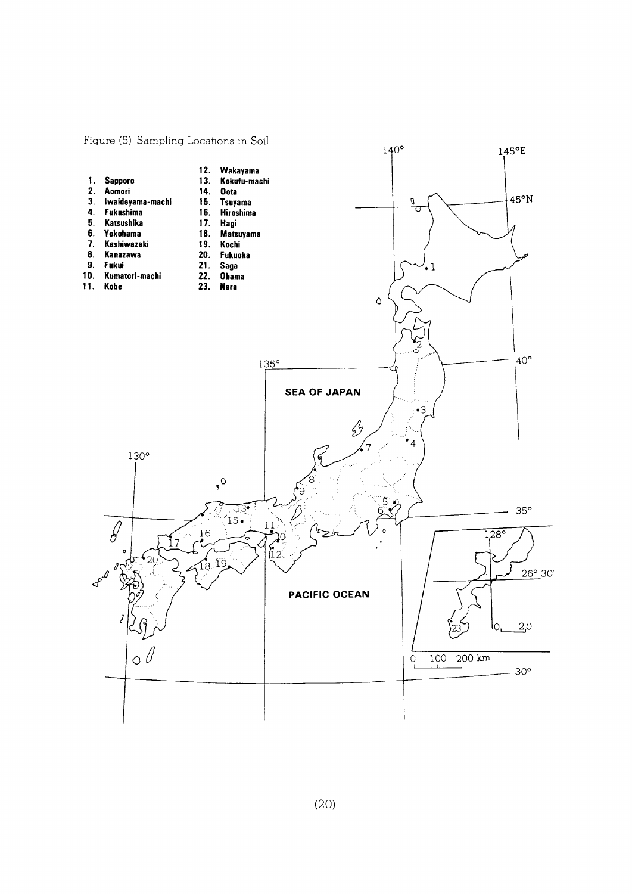Figure (5) Sampling Locations in Soil

1. Sapporo
2. Aomori
3. Iwaideyama-machi
4. Fukushima
5. Katsushika
6. Yokohama
7. Kashiwazaki
8. Kanazawa
9. Fukui
10. Kumatori-machi
11. Kobe
12. Wakayama
13. Kokufu-machi
14. Oota
15. Tsuyama
16. Hiroshima
17. Hagi
18. Matsuyama
19. Kochi
20. Fukuoka
21. Saga
22. Obama
23. Nara

SEA OF JAPAN

PACIFIC OCEAN

0 100 200 km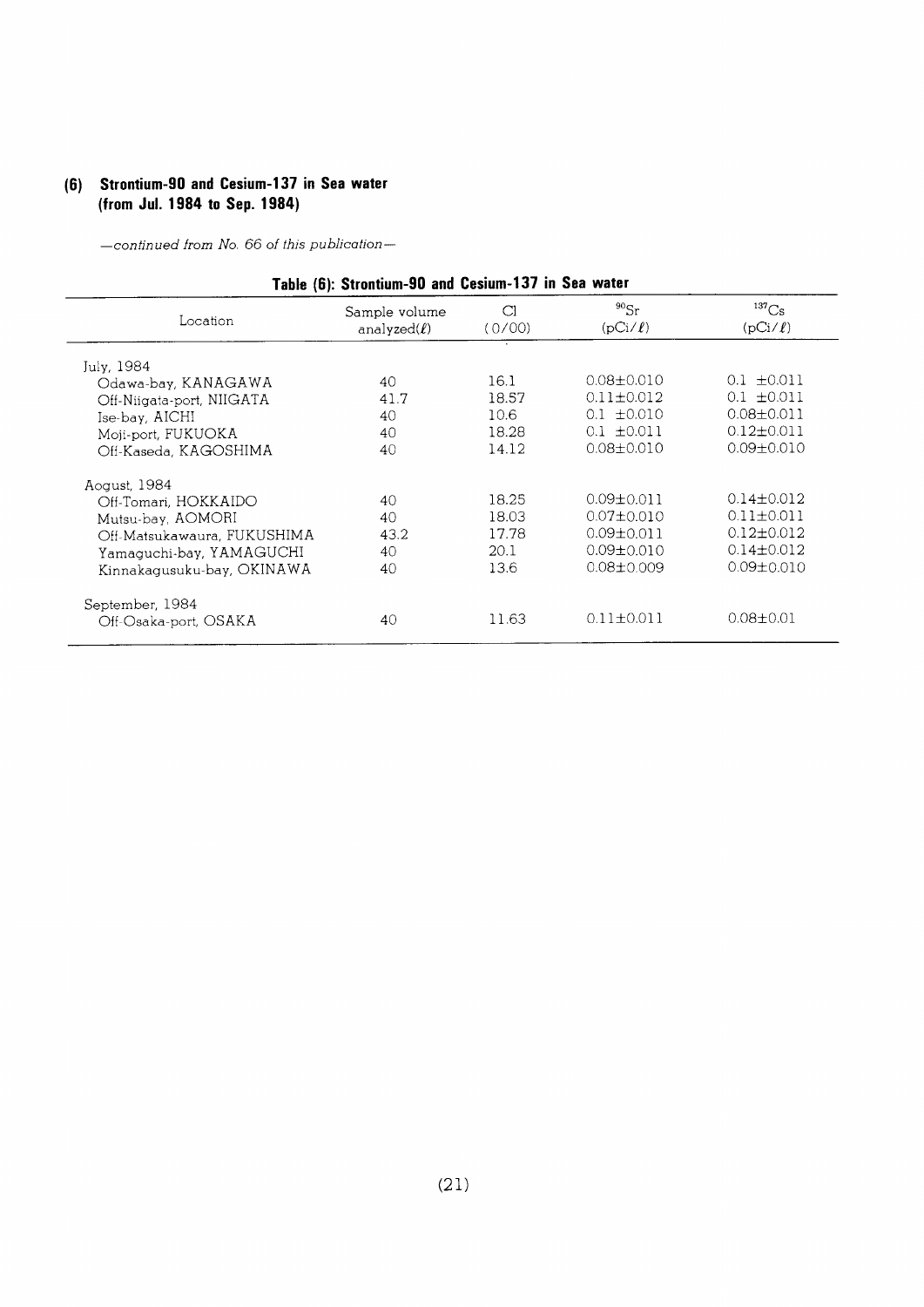### (6) Strontium-90 and Cesium-137 in Sea water (from Jul. 1984 to Sep. 1984)

*—continued from No. 66 of this publication—*

**Table (6): Strontium-90 and Cesium-137 in Sea water**

| Location | Sample volume analyzed(ℓ) | Cl (0/00) | $^{90}Sr$ (pCi/ℓ) | $^{137}Cs$ (pCi/ℓ) |
|---|---|---|---|---|
| July, 1984 | | | | |
| Odawa-bay, KANAGAWA | 40 | 16.1 | 0.08±0.010 | 0.1 ±0.011 |
| Off-Niigata-port, NIIGATA | 41.7 | 18.57 | 0.11±0.012 | 0.1 ±0.011 |
| Ise-bay, AICHI | 40 | 10.6 | 0.1 ±0.010 | 0.08±0.011 |
| Moji-port, FUKUOKA | 40 | 18.28 | 0.1 ±0.011 | 0.12±0.011 |
| Off-Kaseda, KAGOSHIMA | 40 | 14.12 | 0.08±0.010 | 0.09±0.010 |
| Aogust, 1984 | | | | |
| Off-Tomari, HOKKAIDO | 40 | 18.25 | 0.09±0.011 | 0.14±0.012 |
| Mutsu-bay, AOMORI | 40 | 18.03 | 0.07±0.010 | 0.11±0.011 |
| Off-Matsukawaura, FUKUSHIMA | 43.2 | 17.78 | 0.09±0.011 | 0.12±0.012 |
| Yamaguchi-bay, YAMAGUCHI | 40 | 20.1 | 0.09±0.010 | 0.14±0.012 |
| Kinnakagusuku-bay, OKINAWA | 40 | 13.6 | 0.08±0.009 | 0.09±0.010 |
| September, 1984 | | | | |
| Off-Osaka-port, OSAKA | 40 | 11.63 | 0.11±0.011 | 0.08±0.01 |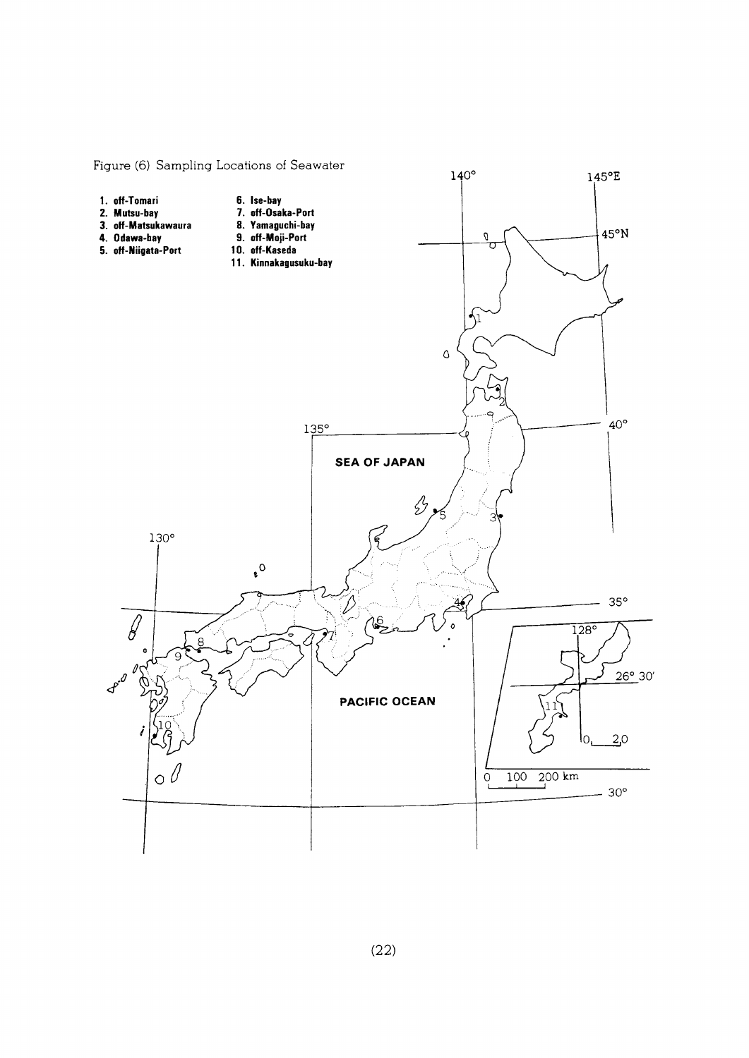Figure (6) Sampling Locations of Seawater

1. off-Tomari
2. Mutsu-bay
3. off-Matsukawaura
4. Odawa-bay
5. off-Niigata-Port
6. Ise-bay
7. off-Osaka-Port
8. Yamaguchi-bay
9. off-Moji-Port
10. off-Kaseda
11. Kinnakagusuku-bay

SEA OF JAPAN

PACIFIC OCEAN

140° 145°E 45°N 40° 135° 130° 35° 30° 128° 26° 30′

0 100 200 km

0 20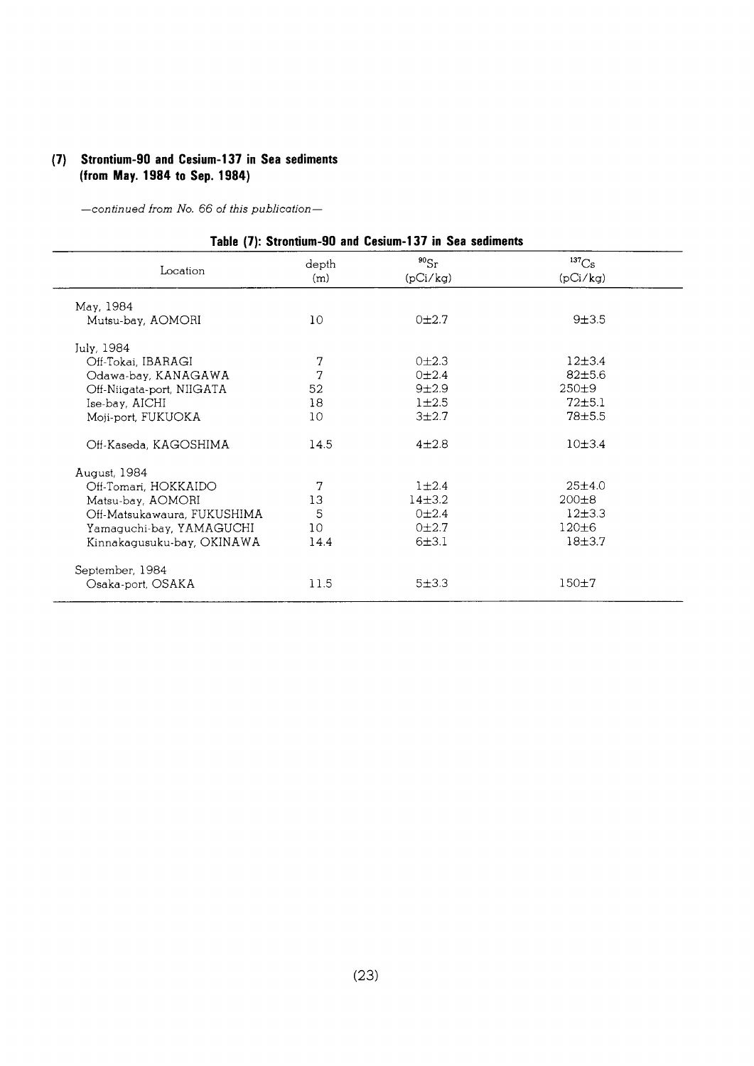## (7) Strontium-90 and Cesium-137 in Sea sediments (from May. 1984 to Sep. 1984)

*—continued from No. 66 of this publication—*

**Table (7): Strontium-90 and Cesium-137 in Sea sediments**

| Location | depth (m) | $^{90}Sr$ (pCi/kg) | $^{137}Cs$ (pCi/kg) |
|---|---|---|---|
| May, 1984 | | | |
| Mutsu-bay, AOMORI | 10 | 0±2.7 | 9±3.5 |
| July, 1984 | | | |
| Off-Tokai, IBARAGI | 7 | 0±2.3 | 12±3.4 |
| Odawa-bay, KANAGAWA | 7 | 0±2.4 | 82±5.6 |
| Off-Niigata-port, NIIGATA | 52 | 9±2.9 | 250±9 |
| Ise-bay, AICHI | 18 | 1±2.5 | 72±5.1 |
| Moji-port, FUKUOKA | 10 | 3±2.7 | 78±5.5 |
| Off-Kaseda, KAGOSHIMA | 14.5 | 4±2.8 | 10±3.4 |
| August, 1984 | | | |
| Off-Tomari, HOKKAIDO | 7 | 1±2.4 | 25±4.0 |
| Matsu-bay, AOMORI | 13 | 14±3.2 | 200±8 |
| Off-Matsukawaura, FUKUSHIMA | 5 | 0±2.4 | 12±3.3 |
| Yamaguchi-bay, YAMAGUCHI | 10 | 0±2.7 | 120±6 |
| Kinnakagusuku-bay, OKINAWA | 14.4 | 6±3.1 | 18±3.7 |
| September, 1984 | | | |
| Osaka-port, OSAKA | 11.5 | 5±3.3 | 150±7 |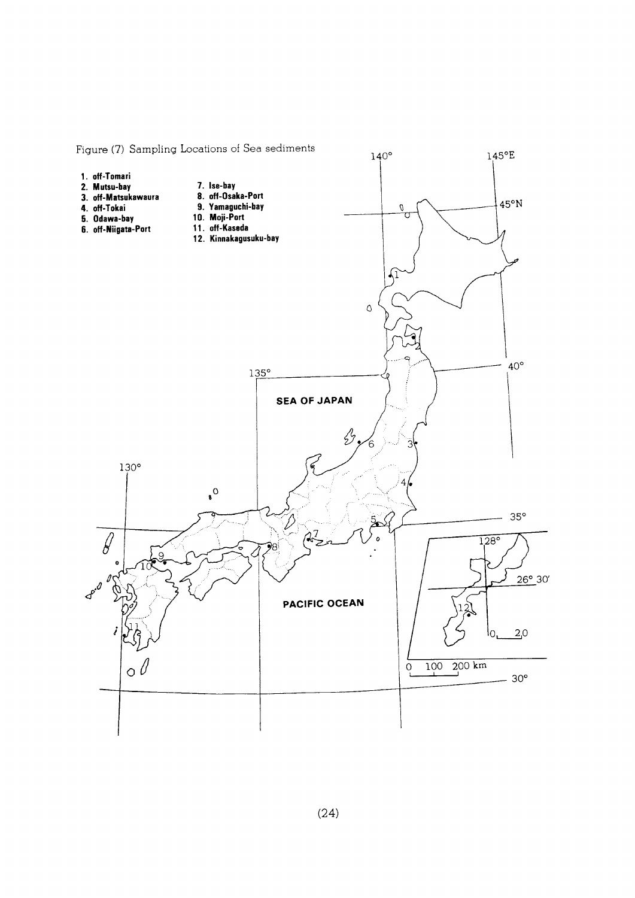Figure (7) Sampling Locations of Sea sediments

1. off-Tomari
2. Mutsu-bay
3. off-Matsukawaura
4. off-Tokai
5. Odawa-bay
6. off-Niigata-Port
7. Ise-bay
8. off-Osaka-Port
9. Yamaguchi-bay
10. Moji-Port
11. off-Kaseda
12. Kinnakagusuku-bay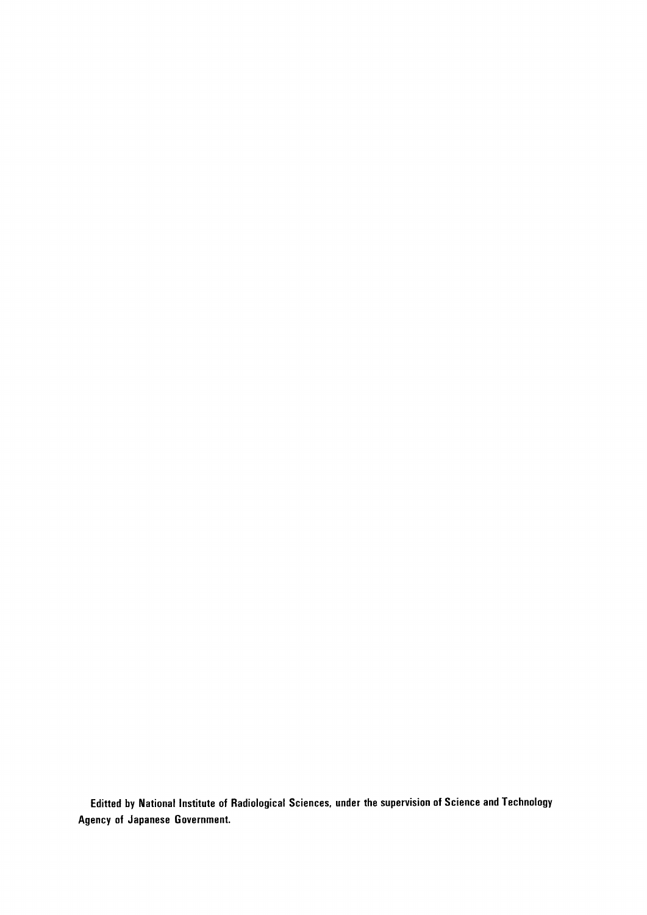Editted by National Institute of Radiological Sciences, under the supervision of Science and Technology Agency of Japanese Government.